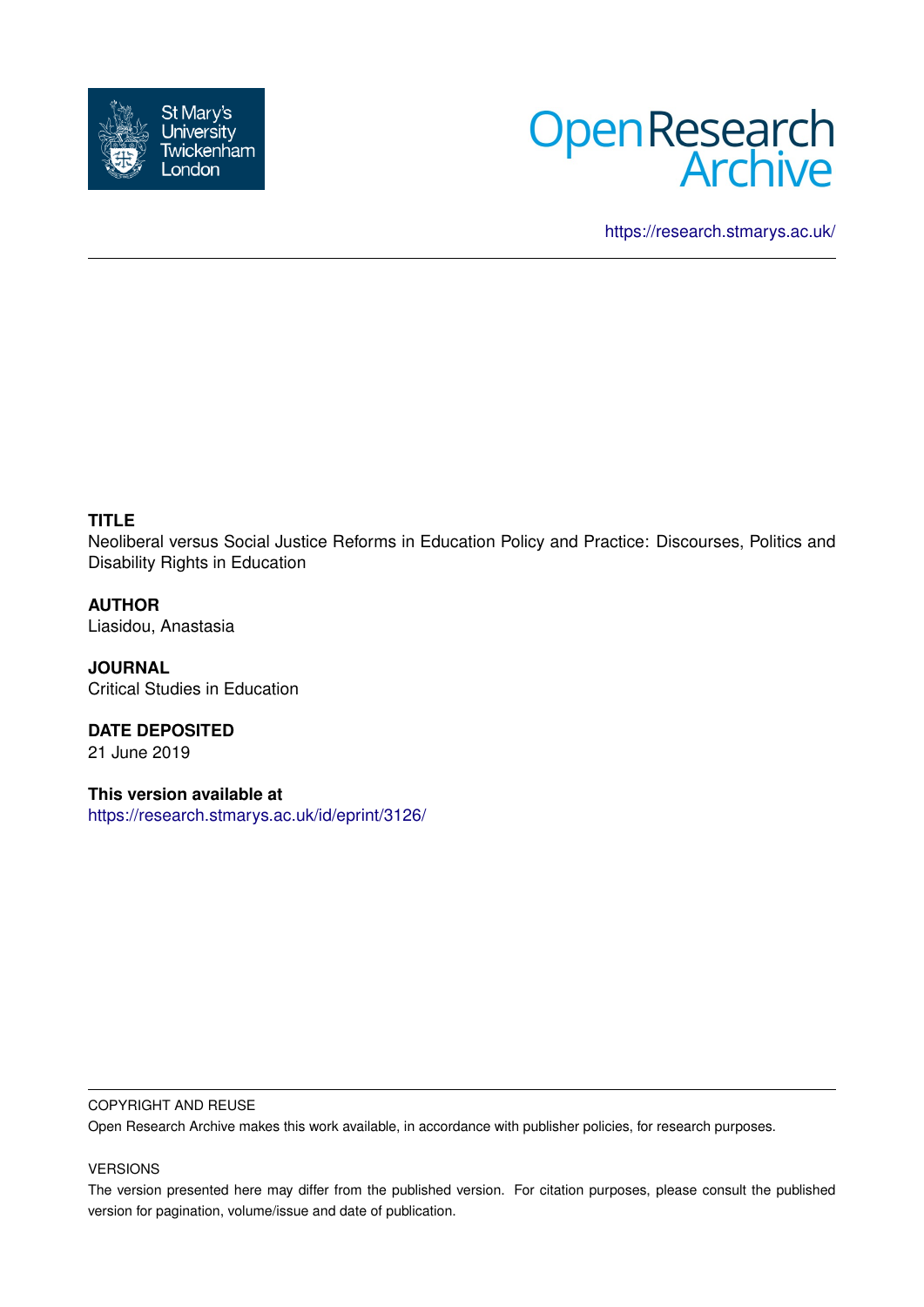St Mary's University Twickenham London

# Open Research Archive

https://research.stmarys.ac.uk/

**TITLE**

Neoliberal versus Social Justice Reforms in Education Policy and Practice: Discourses, Politics and Disability Rights in Education

**AUTHOR**

Liasidou, Anastasia

**JOURNAL**

Critical Studies in Education

**DATE DEPOSITED**

21 June 2019

**This version available at**

https://research.stmarys.ac.uk/id/eprint/3126/

COPYRIGHT AND REUSE

Open Research Archive makes this work available, in accordance with publisher policies, for research purposes.

VERSIONS

The version presented here may differ from the published version. For citation purposes, please consult the published version for pagination, volume/issue and date of publication.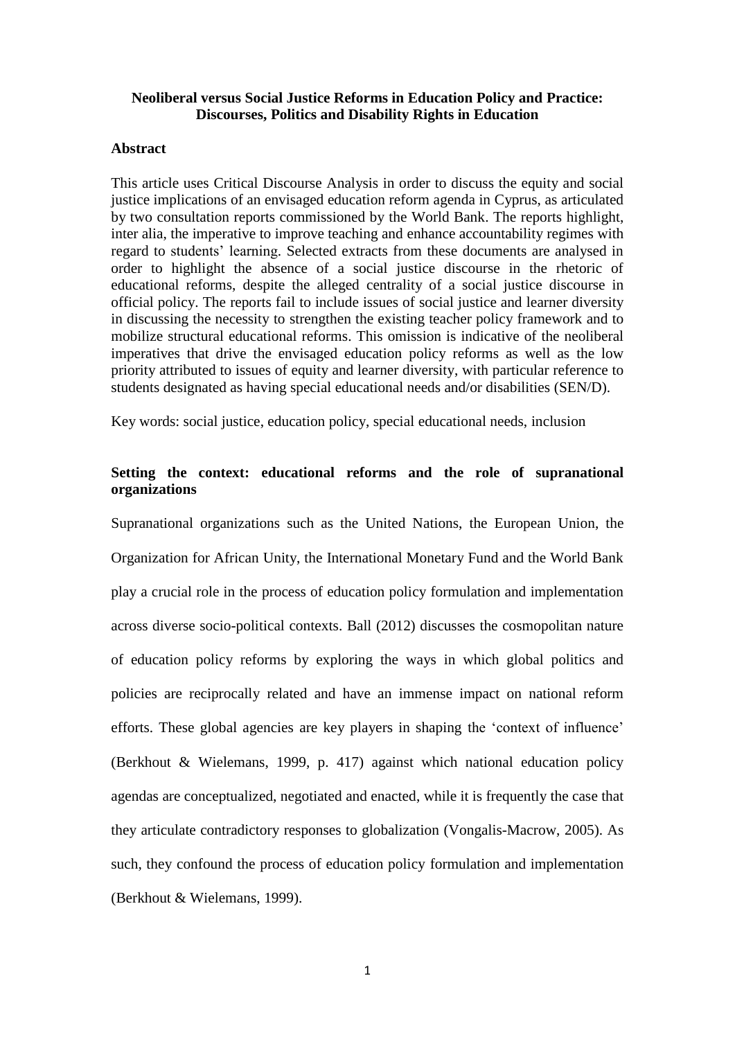**Neoliberal versus Social Justice Reforms in Education Policy and Practice: Discourses, Politics and Disability Rights in Education**

## Abstract

This article uses Critical Discourse Analysis in order to discuss the equity and social justice implications of an envisaged education reform agenda in Cyprus, as articulated by two consultation reports commissioned by the World Bank. The reports highlight, inter alia, the imperative to improve teaching and enhance accountability regimes with regard to students' learning. Selected extracts from these documents are analysed in order to highlight the absence of a social justice discourse in the rhetoric of educational reforms, despite the alleged centrality of a social justice discourse in official policy. The reports fail to include issues of social justice and learner diversity in discussing the necessity to strengthen the existing teacher policy framework and to mobilize structural educational reforms. This omission is indicative of the neoliberal imperatives that drive the envisaged education policy reforms as well as the low priority attributed to issues of equity and learner diversity, with particular reference to students designated as having special educational needs and/or disabilities (SEN/D).

Key words: social justice, education policy, special educational needs, inclusion

## Setting the context: educational reforms and the role of supranational organizations

Supranational organizations such as the United Nations, the European Union, the Organization for African Unity, the International Monetary Fund and the World Bank play a crucial role in the process of education policy formulation and implementation across diverse socio-political contexts. Ball (2012) discusses the cosmopolitan nature of education policy reforms by exploring the ways in which global politics and policies are reciprocally related and have an immense impact on national reform efforts. These global agencies are key players in shaping the 'context of influence' (Berkhout & Wielemans, 1999, p. 417) against which national education policy agendas are conceptualized, negotiated and enacted, while it is frequently the case that they articulate contradictory responses to globalization (Vongalis-Macrow, 2005). As such, they confound the process of education policy formulation and implementation (Berkhout & Wielemans, 1999).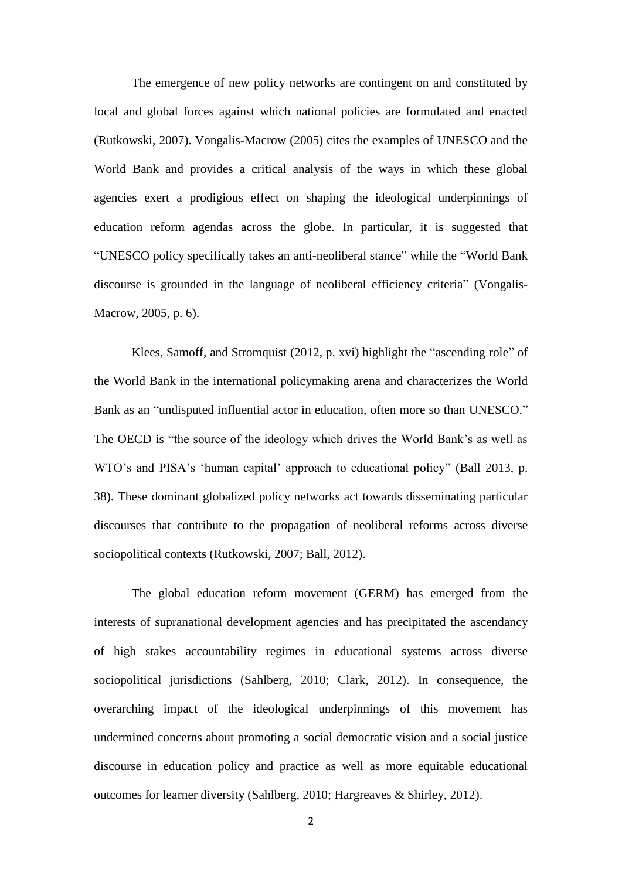The emergence of new policy networks are contingent on and constituted by local and global forces against which national policies are formulated and enacted (Rutkowski, 2007). Vongalis-Macrow (2005) cites the examples of UNESCO and the World Bank and provides a critical analysis of the ways in which these global agencies exert a prodigious effect on shaping the ideological underpinnings of education reform agendas across the globe. In particular, it is suggested that "UNESCO policy specifically takes an anti-neoliberal stance" while the "World Bank discourse is grounded in the language of neoliberal efficiency criteria" (Vongalis-Macrow, 2005, p. 6).

Klees, Samoff, and Stromquist (2012, p. xvi) highlight the "ascending role" of the World Bank in the international policymaking arena and characterizes the World Bank as an "undisputed influential actor in education, often more so than UNESCO." The OECD is "the source of the ideology which drives the World Bank's as well as WTO's and PISA's 'human capital' approach to educational policy" (Ball 2013, p. 38). These dominant globalized policy networks act towards disseminating particular discourses that contribute to the propagation of neoliberal reforms across diverse sociopolitical contexts (Rutkowski, 2007; Ball, 2012).

The global education reform movement (GERM) has emerged from the interests of supranational development agencies and has precipitated the ascendancy of high stakes accountability regimes in educational systems across diverse sociopolitical jurisdictions (Sahlberg, 2010; Clark, 2012). In consequence, the overarching impact of the ideological underpinnings of this movement has undermined concerns about promoting a social democratic vision and a social justice discourse in education policy and practice as well as more equitable educational outcomes for learner diversity (Sahlberg, 2010; Hargreaves & Shirley, 2012).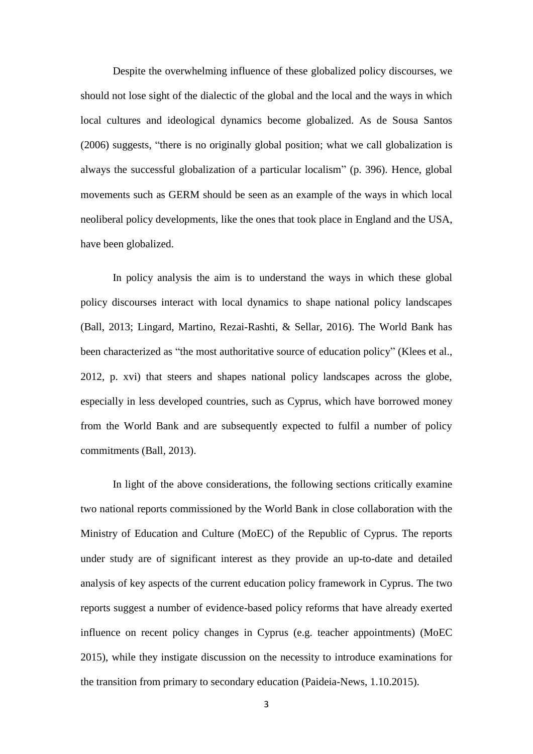Despite the overwhelming influence of these globalized policy discourses, we should not lose sight of the dialectic of the global and the local and the ways in which local cultures and ideological dynamics become globalized. As de Sousa Santos (2006) suggests, "there is no originally global position; what we call globalization is always the successful globalization of a particular localism" (p. 396). Hence, global movements such as GERM should be seen as an example of the ways in which local neoliberal policy developments, like the ones that took place in England and the USA, have been globalized.

In policy analysis the aim is to understand the ways in which these global policy discourses interact with local dynamics to shape national policy landscapes (Ball, 2013; Lingard, Martino, Rezai-Rashti, & Sellar, 2016). The World Bank has been characterized as "the most authoritative source of education policy" (Klees et al., 2012, p. xvi) that steers and shapes national policy landscapes across the globe, especially in less developed countries, such as Cyprus, which have borrowed money from the World Bank and are subsequently expected to fulfil a number of policy commitments (Ball, 2013).

In light of the above considerations, the following sections critically examine two national reports commissioned by the World Bank in close collaboration with the Ministry of Education and Culture (MoEC) of the Republic of Cyprus. The reports under study are of significant interest as they provide an up-to-date and detailed analysis of key aspects of the current education policy framework in Cyprus. The two reports suggest a number of evidence-based policy reforms that have already exerted influence on recent policy changes in Cyprus (e.g. teacher appointments) (MoEC 2015), while they instigate discussion on the necessity to introduce examinations for the transition from primary to secondary education (Paideia-News, 1.10.2015).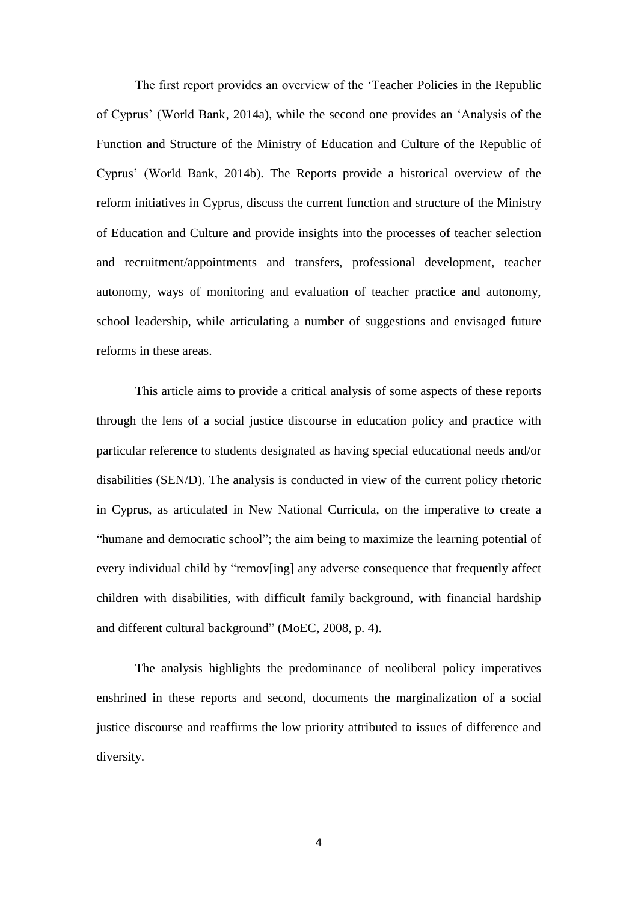The first report provides an overview of the 'Teacher Policies in the Republic of Cyprus' (World Bank, 2014a), while the second one provides an 'Analysis of the Function and Structure of the Ministry of Education and Culture of the Republic of Cyprus' (World Bank, 2014b). The Reports provide a historical overview of the reform initiatives in Cyprus, discuss the current function and structure of the Ministry of Education and Culture and provide insights into the processes of teacher selection and recruitment/appointments and transfers, professional development, teacher autonomy, ways of monitoring and evaluation of teacher practice and autonomy, school leadership, while articulating a number of suggestions and envisaged future reforms in these areas.

This article aims to provide a critical analysis of some aspects of these reports through the lens of a social justice discourse in education policy and practice with particular reference to students designated as having special educational needs and/or disabilities (SEN/D). The analysis is conducted in view of the current policy rhetoric in Cyprus, as articulated in New National Curricula, on the imperative to create a "humane and democratic school"; the aim being to maximize the learning potential of every individual child by "remov[ing] any adverse consequence that frequently affect children with disabilities, with difficult family background, with financial hardship and different cultural background" (MoEC, 2008, p. 4).

The analysis highlights the predominance of neoliberal policy imperatives enshrined in these reports and second, documents the marginalization of a social justice discourse and reaffirms the low priority attributed to issues of difference and diversity.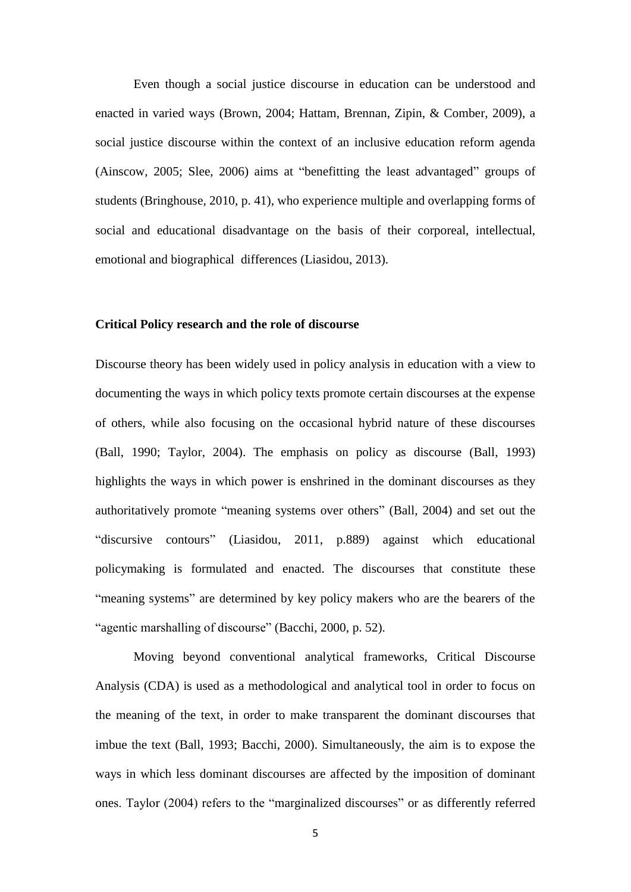Even though a social justice discourse in education can be understood and enacted in varied ways (Brown, 2004; Hattam, Brennan, Zipin, & Comber, 2009), a social justice discourse within the context of an inclusive education reform agenda (Ainscow, 2005; Slee, 2006) aims at "benefitting the least advantaged" groups of students (Bringhouse, 2010, p. 41), who experience multiple and overlapping forms of social and educational disadvantage on the basis of their corporeal, intellectual, emotional and biographical differences (Liasidou, 2013).

## Critical Policy research and the role of discourse

Discourse theory has been widely used in policy analysis in education with a view to documenting the ways in which policy texts promote certain discourses at the expense of others, while also focusing on the occasional hybrid nature of these discourses (Ball, 1990; Taylor, 2004). The emphasis on policy as discourse (Ball, 1993) highlights the ways in which power is enshrined in the dominant discourses as they authoritatively promote "meaning systems over others" (Ball, 2004) and set out the "discursive contours" (Liasidou, 2011, p.889) against which educational policymaking is formulated and enacted. The discourses that constitute these "meaning systems" are determined by key policy makers who are the bearers of the "agentic marshalling of discourse" (Bacchi, 2000, p. 52).

Moving beyond conventional analytical frameworks, Critical Discourse Analysis (CDA) is used as a methodological and analytical tool in order to focus on the meaning of the text, in order to make transparent the dominant discourses that imbue the text (Ball, 1993; Bacchi, 2000). Simultaneously, the aim is to expose the ways in which less dominant discourses are affected by the imposition of dominant ones. Taylor (2004) refers to the "marginalized discourses" or as differently referred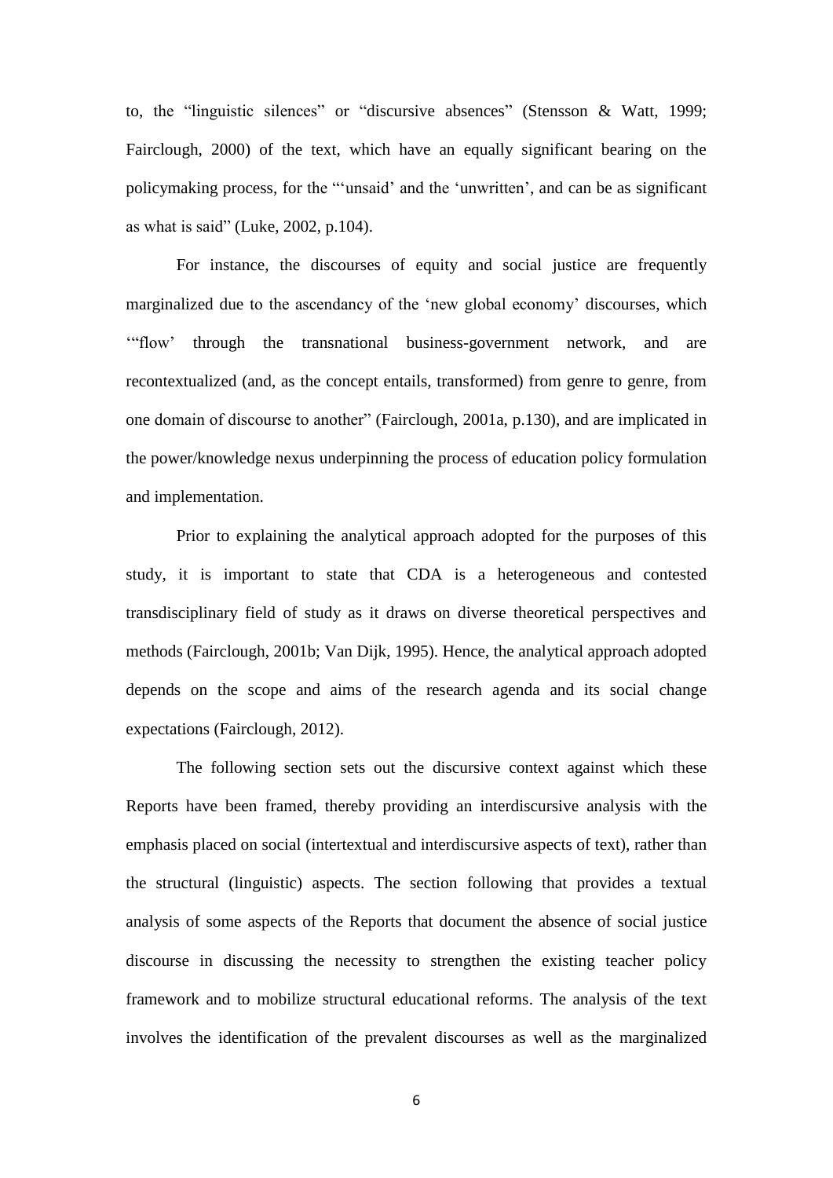to, the "linguistic silences" or "discursive absences" (Stensson & Watt, 1999; Fairclough, 2000) of the text, which have an equally significant bearing on the policymaking process, for the "'unsaid' and the 'unwritten', and can be as significant as what is said" (Luke, 2002, p.104).

For instance, the discourses of equity and social justice are frequently marginalized due to the ascendancy of the 'new global economy' discourses, which '"flow' through the transnational business-government network, and are recontextualized (and, as the concept entails, transformed) from genre to genre, from one domain of discourse to another" (Fairclough, 2001a, p.130), and are implicated in the power/knowledge nexus underpinning the process of education policy formulation and implementation.

Prior to explaining the analytical approach adopted for the purposes of this study, it is important to state that CDA is a heterogeneous and contested transdisciplinary field of study as it draws on diverse theoretical perspectives and methods (Fairclough, 2001b; Van Dijk, 1995). Hence, the analytical approach adopted depends on the scope and aims of the research agenda and its social change expectations (Fairclough, 2012).

The following section sets out the discursive context against which these Reports have been framed, thereby providing an interdiscursive analysis with the emphasis placed on social (intertextual and interdiscursive aspects of text), rather than the structural (linguistic) aspects. The section following that provides a textual analysis of some aspects of the Reports that document the absence of social justice discourse in discussing the necessity to strengthen the existing teacher policy framework and to mobilize structural educational reforms. The analysis of the text involves the identification of the prevalent discourses as well as the marginalized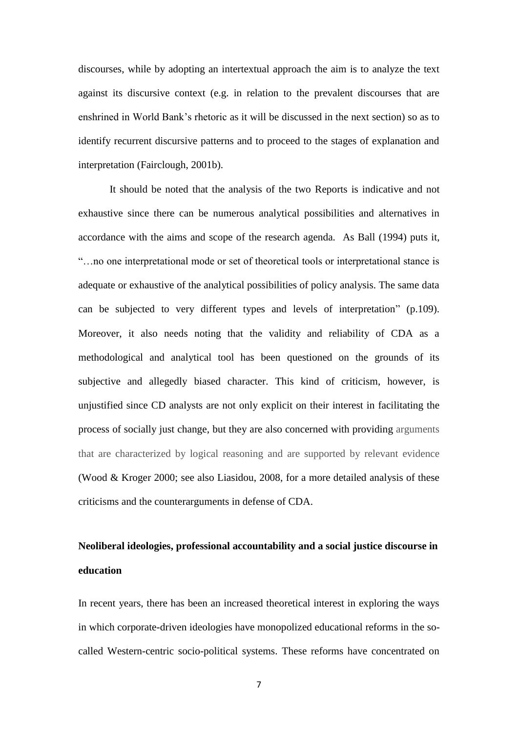discourses, while by adopting an intertextual approach the aim is to analyze the text against its discursive context (e.g. in relation to the prevalent discourses that are enshrined in World Bank's rhetoric as it will be discussed in the next section) so as to identify recurrent discursive patterns and to proceed to the stages of explanation and interpretation (Fairclough, 2001b).

It should be noted that the analysis of the two Reports is indicative and not exhaustive since there can be numerous analytical possibilities and alternatives in accordance with the aims and scope of the research agenda. As Ball (1994) puts it, "…no one interpretational mode or set of theoretical tools or interpretational stance is adequate or exhaustive of the analytical possibilities of policy analysis. The same data can be subjected to very different types and levels of interpretation" (p.109). Moreover, it also needs noting that the validity and reliability of CDA as a methodological and analytical tool has been questioned on the grounds of its subjective and allegedly biased character. This kind of criticism, however, is unjustified since CD analysts are not only explicit on their interest in facilitating the process of socially just change, but they are also concerned with providing arguments that are characterized by logical reasoning and are supported by relevant evidence (Wood & Kroger 2000; see also Liasidou, 2008, for a more detailed analysis of these criticisms and the counterarguments in defense of CDA.

## Neoliberal ideologies, professional accountability and a social justice discourse in education

In recent years, there has been an increased theoretical interest in exploring the ways in which corporate-driven ideologies have monopolized educational reforms in the so-called Western-centric socio-political systems. These reforms have concentrated on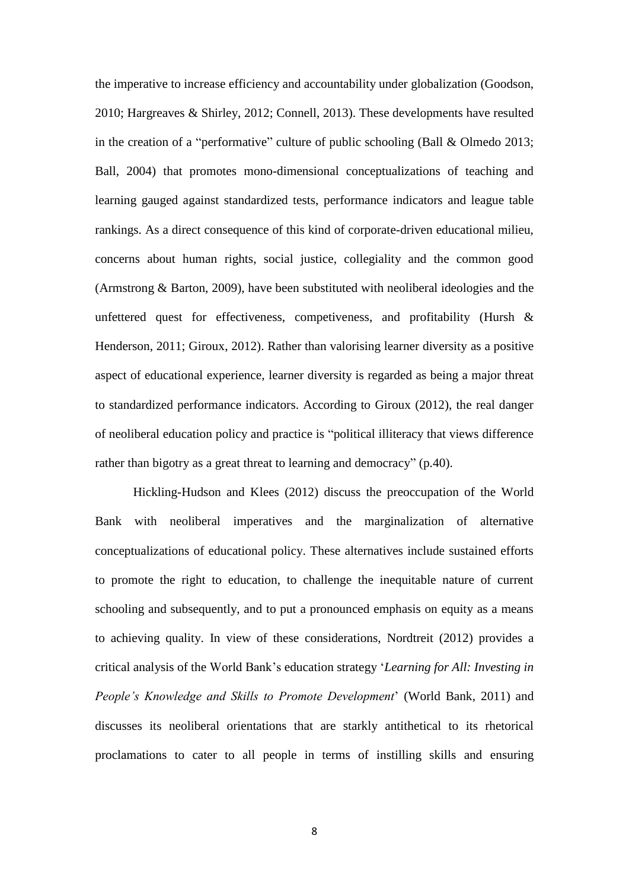the imperative to increase efficiency and accountability under globalization (Goodson, 2010; Hargreaves & Shirley, 2012; Connell, 2013). These developments have resulted in the creation of a "performative" culture of public schooling (Ball & Olmedo 2013; Ball, 2004) that promotes mono-dimensional conceptualizations of teaching and learning gauged against standardized tests, performance indicators and league table rankings. As a direct consequence of this kind of corporate-driven educational milieu, concerns about human rights, social justice, collegiality and the common good (Armstrong & Barton, 2009), have been substituted with neoliberal ideologies and the unfettered quest for effectiveness, competiveness, and profitability (Hursh & Henderson, 2011; Giroux, 2012). Rather than valorising learner diversity as a positive aspect of educational experience, learner diversity is regarded as being a major threat to standardized performance indicators. According to Giroux (2012), the real danger of neoliberal education policy and practice is "political illiteracy that views difference rather than bigotry as a great threat to learning and democracy" (p.40).

Hickling-Hudson and Klees (2012) discuss the preoccupation of the World Bank with neoliberal imperatives and the marginalization of alternative conceptualizations of educational policy. These alternatives include sustained efforts to promote the right to education, to challenge the inequitable nature of current schooling and subsequently, and to put a pronounced emphasis on equity as a means to achieving quality. In view of these considerations, Nordtreit (2012) provides a critical analysis of the World Bank's education strategy '*Learning for All: Investing in People's Knowledge and Skills to Promote Development*' (World Bank, 2011) and discusses its neoliberal orientations that are starkly antithetical to its rhetorical proclamations to cater to all people in terms of instilling skills and ensuring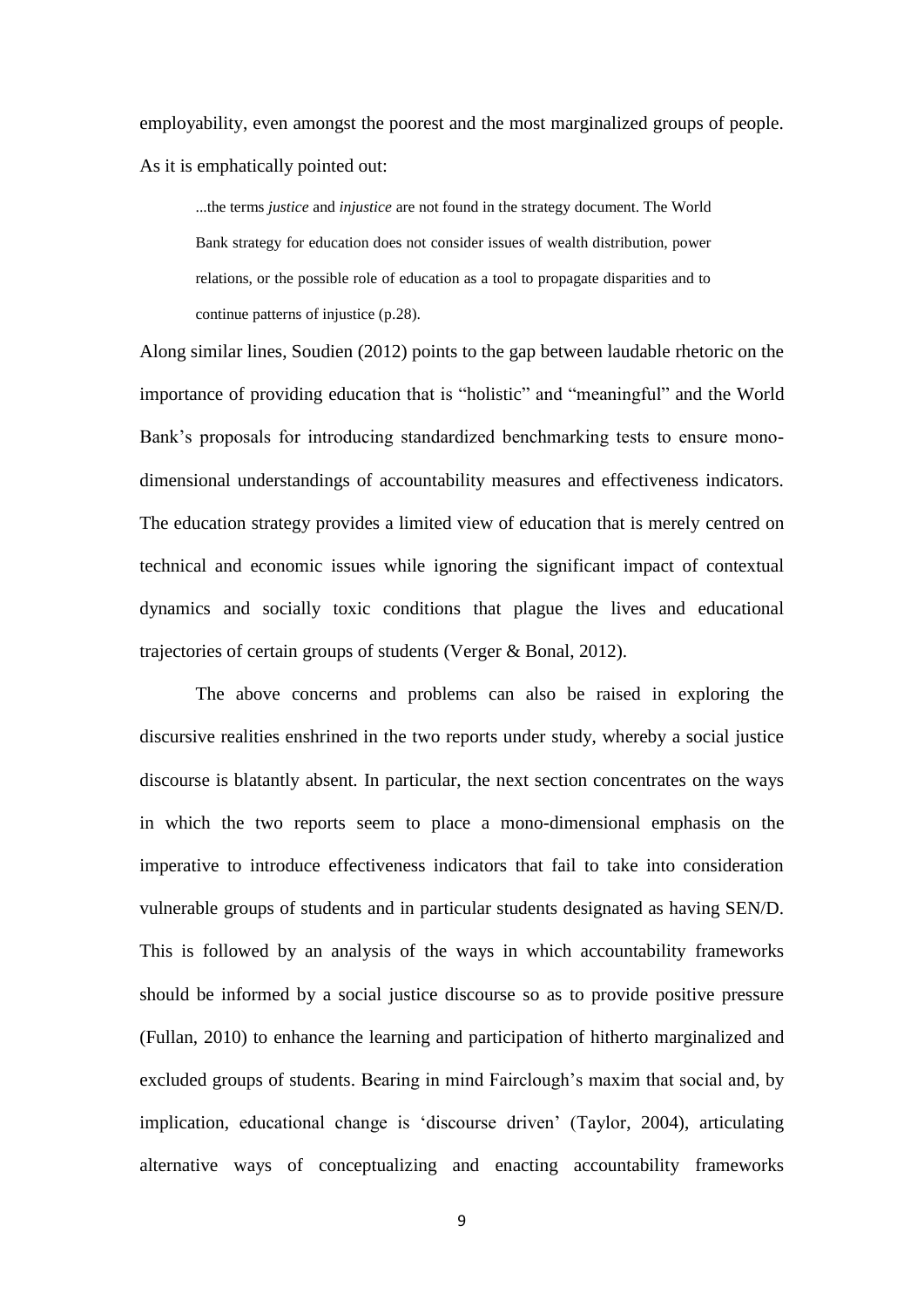employability, even amongst the poorest and the most marginalized groups of people. As it is emphatically pointed out:

> ...the terms *justice* and *injustice* are not found in the strategy document. The World Bank strategy for education does not consider issues of wealth distribution, power relations, or the possible role of education as a tool to propagate disparities and to continue patterns of injustice (p.28).

Along similar lines, Soudien (2012) points to the gap between laudable rhetoric on the importance of providing education that is "holistic" and "meaningful" and the World Bank's proposals for introducing standardized benchmarking tests to ensure mono-dimensional understandings of accountability measures and effectiveness indicators. The education strategy provides a limited view of education that is merely centred on technical and economic issues while ignoring the significant impact of contextual dynamics and socially toxic conditions that plague the lives and educational trajectories of certain groups of students (Verger & Bonal, 2012).

The above concerns and problems can also be raised in exploring the discursive realities enshrined in the two reports under study, whereby a social justice discourse is blatantly absent. In particular, the next section concentrates on the ways in which the two reports seem to place a mono-dimensional emphasis on the imperative to introduce effectiveness indicators that fail to take into consideration vulnerable groups of students and in particular students designated as having SEN/D. This is followed by an analysis of the ways in which accountability frameworks should be informed by a social justice discourse so as to provide positive pressure (Fullan, 2010) to enhance the learning and participation of hitherto marginalized and excluded groups of students. Bearing in mind Fairclough's maxim that social and, by implication, educational change is 'discourse driven' (Taylor, 2004), articulating alternative ways of conceptualizing and enacting accountability frameworks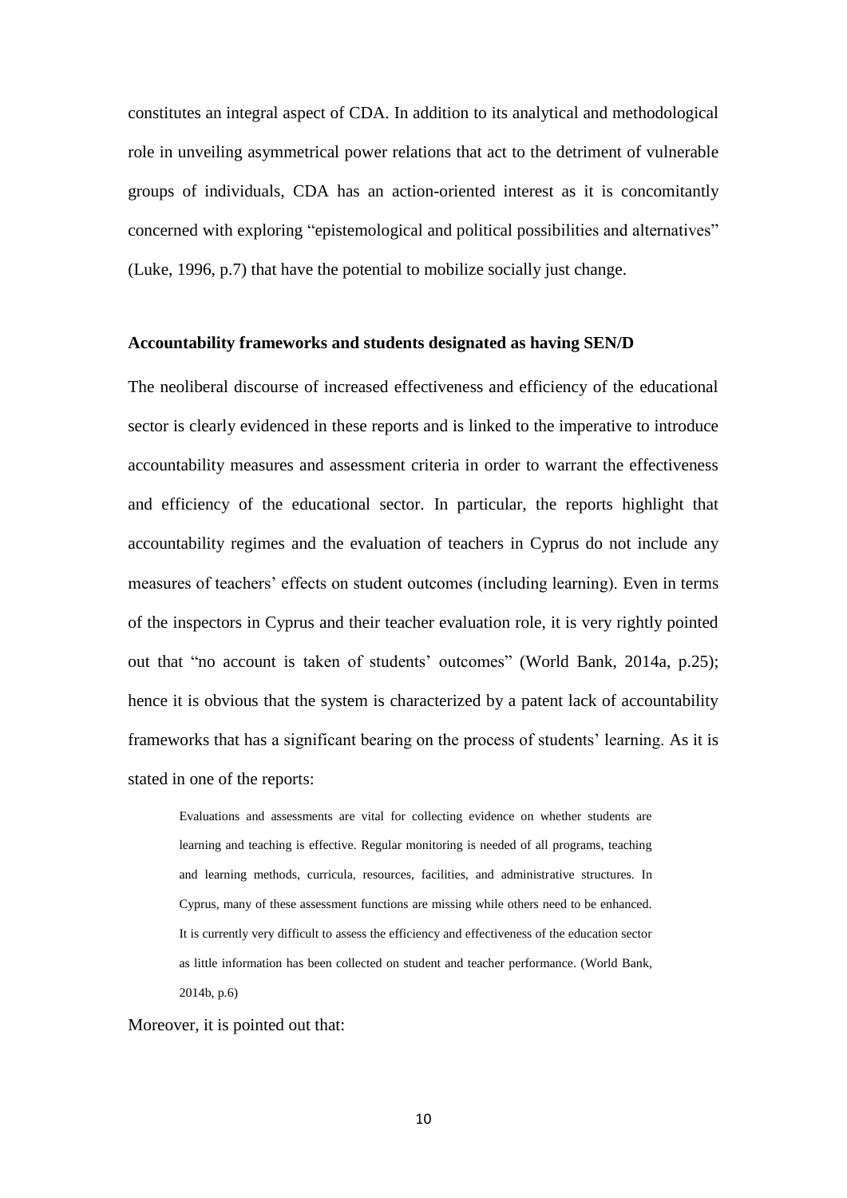constitutes an integral aspect of CDA. In addition to its analytical and methodological role in unveiling asymmetrical power relations that act to the detriment of vulnerable groups of individuals, CDA has an action-oriented interest as it is concomitantly concerned with exploring "epistemological and political possibilities and alternatives" (Luke, 1996, p.7) that have the potential to mobilize socially just change.

**Accountability frameworks and students designated as having SEN/D**

The neoliberal discourse of increased effectiveness and efficiency of the educational sector is clearly evidenced in these reports and is linked to the imperative to introduce accountability measures and assessment criteria in order to warrant the effectiveness and efficiency of the educational sector. In particular, the reports highlight that accountability regimes and the evaluation of teachers in Cyprus do not include any measures of teachers' effects on student outcomes (including learning). Even in terms of the inspectors in Cyprus and their teacher evaluation role, it is very rightly pointed out that "no account is taken of students' outcomes" (World Bank, 2014a, p.25); hence it is obvious that the system is characterized by a patent lack of accountability frameworks that has a significant bearing on the process of students' learning. As it is stated in one of the reports:

> Evaluations and assessments are vital for collecting evidence on whether students are learning and teaching is effective. Regular monitoring is needed of all programs, teaching and learning methods, curricula, resources, facilities, and administrative structures. In Cyprus, many of these assessment functions are missing while others need to be enhanced. It is currently very difficult to assess the efficiency and effectiveness of the education sector as little information has been collected on student and teacher performance. (World Bank, 2014b, p.6)

Moreover, it is pointed out that: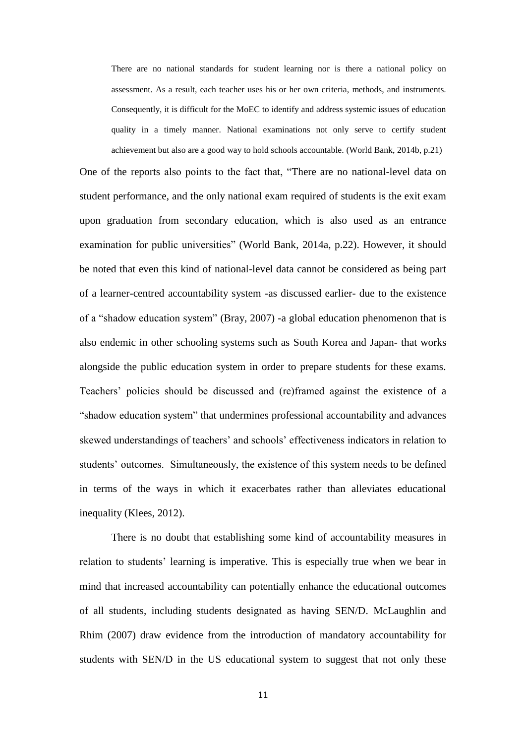> There are no national standards for student learning nor is there a national policy on assessment. As a result, each teacher uses his or her own criteria, methods, and instruments. Consequently, it is difficult for the MoEC to identify and address systemic issues of education quality in a timely manner. National examinations not only serve to certify student achievement but also are a good way to hold schools accountable. (World Bank, 2014b, p.21)

One of the reports also points to the fact that, "There are no national-level data on student performance, and the only national exam required of students is the exit exam upon graduation from secondary education, which is also used as an entrance examination for public universities" (World Bank, 2014a, p.22). However, it should be noted that even this kind of national-level data cannot be considered as being part of a learner-centred accountability system -as discussed earlier- due to the existence of a "shadow education system" (Bray, 2007) -a global education phenomenon that is also endemic in other schooling systems such as South Korea and Japan- that works alongside the public education system in order to prepare students for these exams. Teachers' policies should be discussed and (re)framed against the existence of a "shadow education system" that undermines professional accountability and advances skewed understandings of teachers' and schools' effectiveness indicators in relation to students' outcomes. Simultaneously, the existence of this system needs to be defined in terms of the ways in which it exacerbates rather than alleviates educational inequality (Klees, 2012).

There is no doubt that establishing some kind of accountability measures in relation to students' learning is imperative. This is especially true when we bear in mind that increased accountability can potentially enhance the educational outcomes of all students, including students designated as having SEN/D. McLaughlin and Rhim (2007) draw evidence from the introduction of mandatory accountability for students with SEN/D in the US educational system to suggest that not only these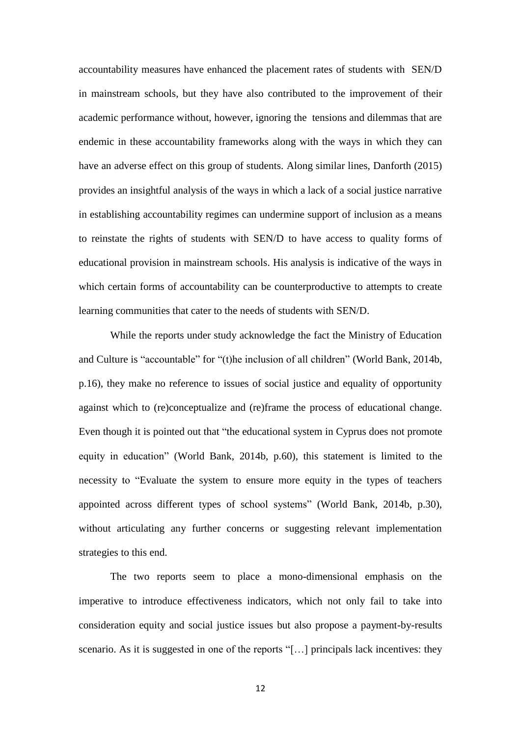accountability measures have enhanced the placement rates of students with SEN/D in mainstream schools, but they have also contributed to the improvement of their academic performance without, however, ignoring the tensions and dilemmas that are endemic in these accountability frameworks along with the ways in which they can have an adverse effect on this group of students. Along similar lines, Danforth (2015) provides an insightful analysis of the ways in which a lack of a social justice narrative in establishing accountability regimes can undermine support of inclusion as a means to reinstate the rights of students with SEN/D to have access to quality forms of educational provision in mainstream schools. His analysis is indicative of the ways in which certain forms of accountability can be counterproductive to attempts to create learning communities that cater to the needs of students with SEN/D.

While the reports under study acknowledge the fact the Ministry of Education and Culture is "accountable" for "(t)he inclusion of all children" (World Bank, 2014b, p.16), they make no reference to issues of social justice and equality of opportunity against which to (re)conceptualize and (re)frame the process of educational change. Even though it is pointed out that "the educational system in Cyprus does not promote equity in education" (World Bank, 2014b, p.60), this statement is limited to the necessity to "Evaluate the system to ensure more equity in the types of teachers appointed across different types of school systems" (World Bank, 2014b, p.30), without articulating any further concerns or suggesting relevant implementation strategies to this end.

The two reports seem to place a mono-dimensional emphasis on the imperative to introduce effectiveness indicators, which not only fail to take into consideration equity and social justice issues but also propose a payment-by-results scenario. As it is suggested in one of the reports "[…] principals lack incentives: they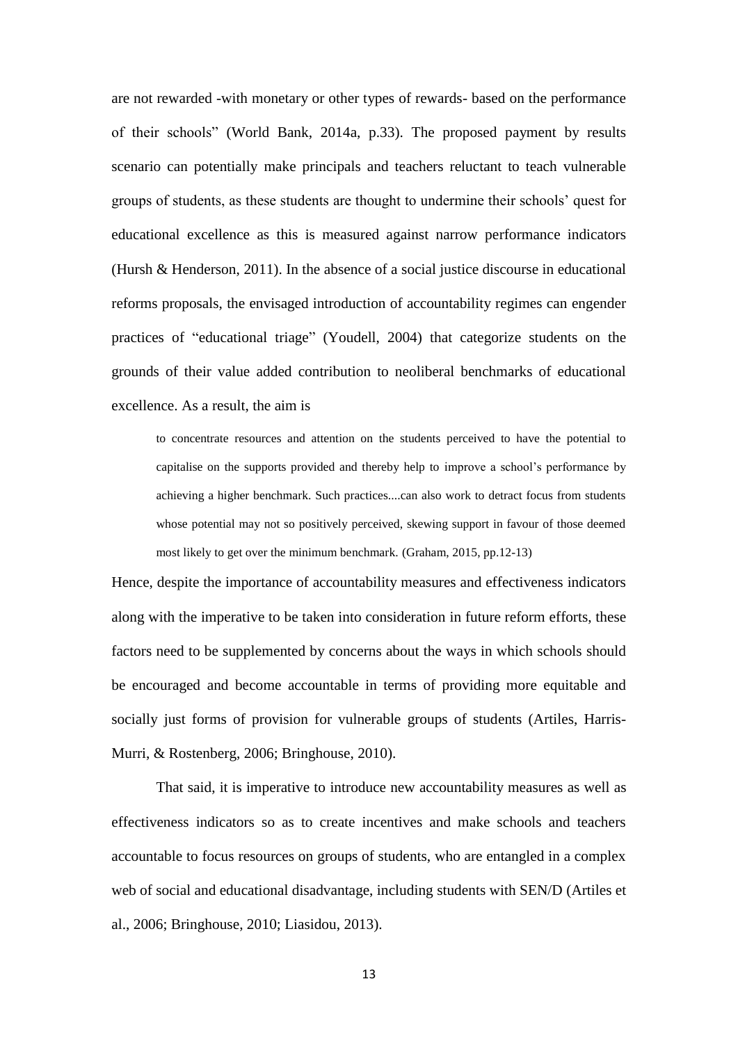are not rewarded -with monetary or other types of rewards- based on the performance of their schools" (World Bank, 2014a, p.33). The proposed payment by results scenario can potentially make principals and teachers reluctant to teach vulnerable groups of students, as these students are thought to undermine their schools' quest for educational excellence as this is measured against narrow performance indicators (Hursh & Henderson, 2011). In the absence of a social justice discourse in educational reforms proposals, the envisaged introduction of accountability regimes can engender practices of "educational triage" (Youdell, 2004) that categorize students on the grounds of their value added contribution to neoliberal benchmarks of educational excellence. As a result, the aim is

> to concentrate resources and attention on the students perceived to have the potential to capitalise on the supports provided and thereby help to improve a school's performance by achieving a higher benchmark. Such practices....can also work to detract focus from students whose potential may not so positively perceived, skewing support in favour of those deemed most likely to get over the minimum benchmark. (Graham, 2015, pp.12-13)

Hence, despite the importance of accountability measures and effectiveness indicators along with the imperative to be taken into consideration in future reform efforts, these factors need to be supplemented by concerns about the ways in which schools should be encouraged and become accountable in terms of providing more equitable and socially just forms of provision for vulnerable groups of students (Artiles, Harris-Murri, & Rostenberg, 2006; Bringhouse, 2010).

That said, it is imperative to introduce new accountability measures as well as effectiveness indicators so as to create incentives and make schools and teachers accountable to focus resources on groups of students, who are entangled in a complex web of social and educational disadvantage, including students with SEN/D (Artiles et al., 2006; Bringhouse, 2010; Liasidou, 2013).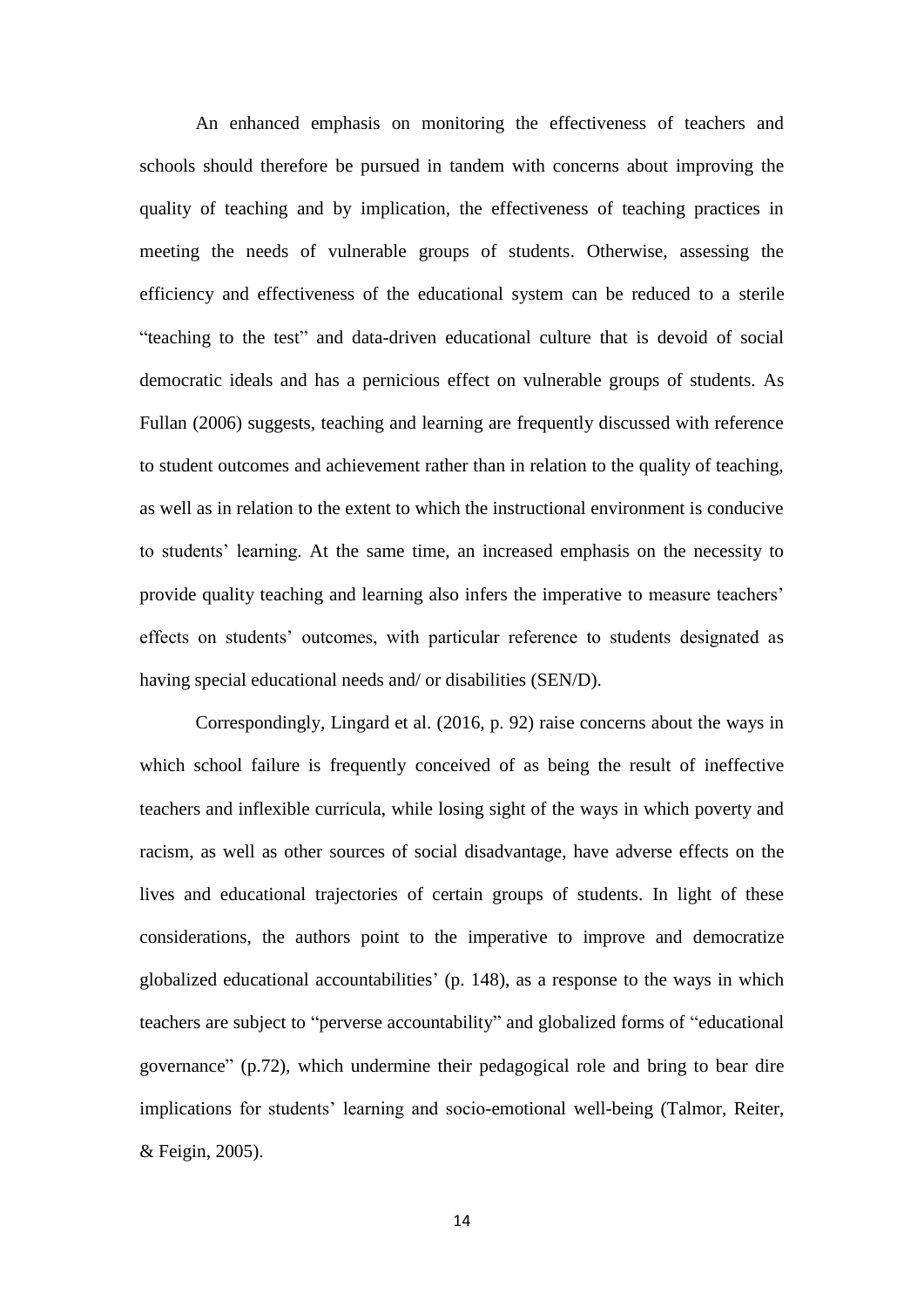An enhanced emphasis on monitoring the effectiveness of teachers and schools should therefore be pursued in tandem with concerns about improving the quality of teaching and by implication, the effectiveness of teaching practices in meeting the needs of vulnerable groups of students. Otherwise, assessing the efficiency and effectiveness of the educational system can be reduced to a sterile "teaching to the test" and data-driven educational culture that is devoid of social democratic ideals and has a pernicious effect on vulnerable groups of students. As Fullan (2006) suggests, teaching and learning are frequently discussed with reference to student outcomes and achievement rather than in relation to the quality of teaching, as well as in relation to the extent to which the instructional environment is conducive to students' learning. At the same time, an increased emphasis on the necessity to provide quality teaching and learning also infers the imperative to measure teachers' effects on students' outcomes, with particular reference to students designated as having special educational needs and/ or disabilities (SEN/D).

Correspondingly, Lingard et al. (2016, p. 92) raise concerns about the ways in which school failure is frequently conceived of as being the result of ineffective teachers and inflexible curricula, while losing sight of the ways in which poverty and racism, as well as other sources of social disadvantage, have adverse effects on the lives and educational trajectories of certain groups of students. In light of these considerations, the authors point to the imperative to improve and democratize globalized educational accountabilities' (p. 148), as a response to the ways in which teachers are subject to "perverse accountability" and globalized forms of "educational governance" (p.72), which undermine their pedagogical role and bring to bear dire implications for students' learning and socio-emotional well-being (Talmor, Reiter, & Feigin, 2005).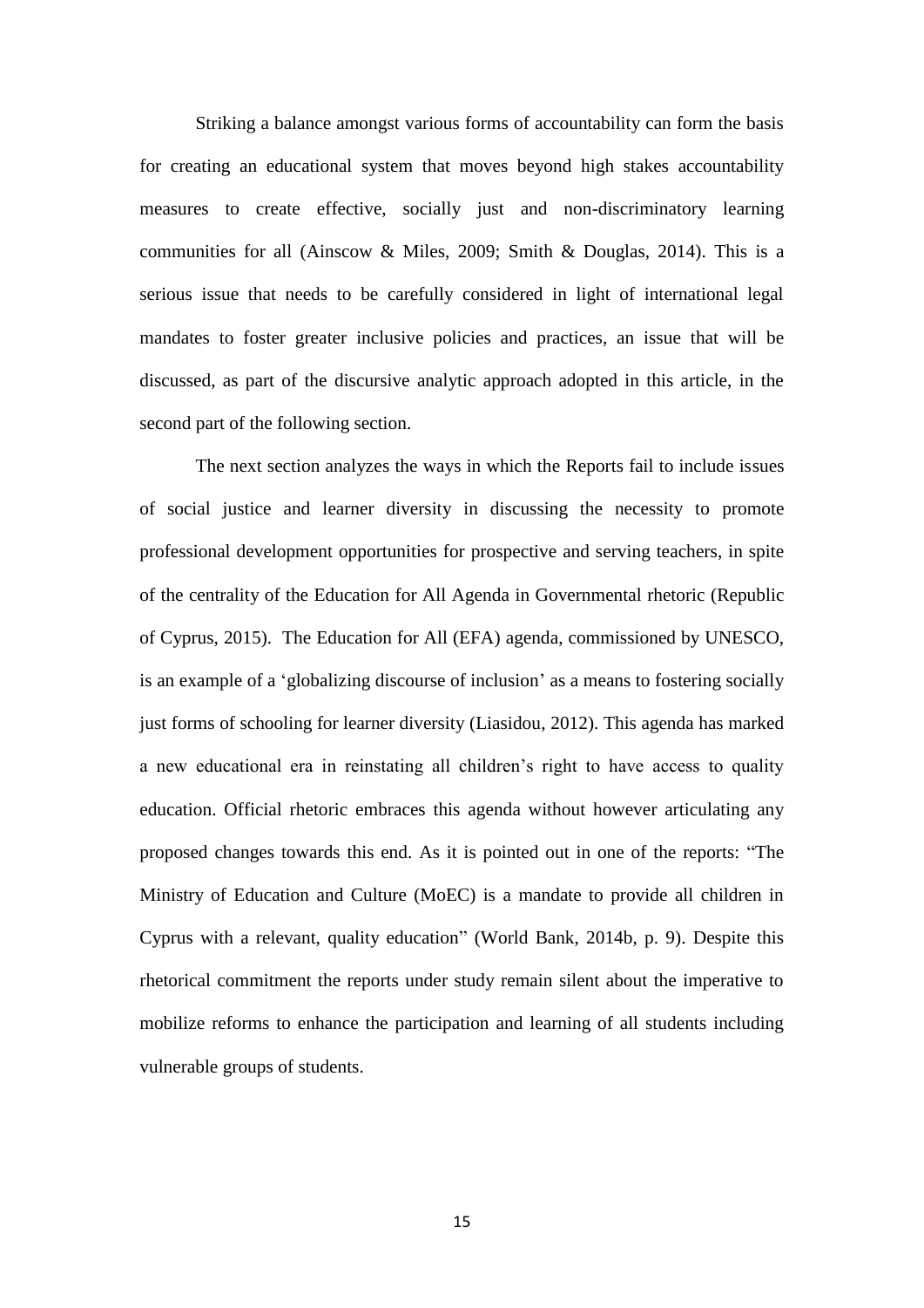Striking a balance amongst various forms of accountability can form the basis for creating an educational system that moves beyond high stakes accountability measures to create effective, socially just and non-discriminatory learning communities for all (Ainscow & Miles, 2009; Smith & Douglas, 2014). This is a serious issue that needs to be carefully considered in light of international legal mandates to foster greater inclusive policies and practices, an issue that will be discussed, as part of the discursive analytic approach adopted in this article, in the second part of the following section.

The next section analyzes the ways in which the Reports fail to include issues of social justice and learner diversity in discussing the necessity to promote professional development opportunities for prospective and serving teachers, in spite of the centrality of the Education for All Agenda in Governmental rhetoric (Republic of Cyprus, 2015). The Education for All (EFA) agenda, commissioned by UNESCO, is an example of a 'globalizing discourse of inclusion' as a means to fostering socially just forms of schooling for learner diversity (Liasidou, 2012). This agenda has marked a new educational era in reinstating all children's right to have access to quality education. Official rhetoric embraces this agenda without however articulating any proposed changes towards this end. As it is pointed out in one of the reports: "The Ministry of Education and Culture (MoEC) is a mandate to provide all children in Cyprus with a relevant, quality education" (World Bank, 2014b, p. 9). Despite this rhetorical commitment the reports under study remain silent about the imperative to mobilize reforms to enhance the participation and learning of all students including vulnerable groups of students.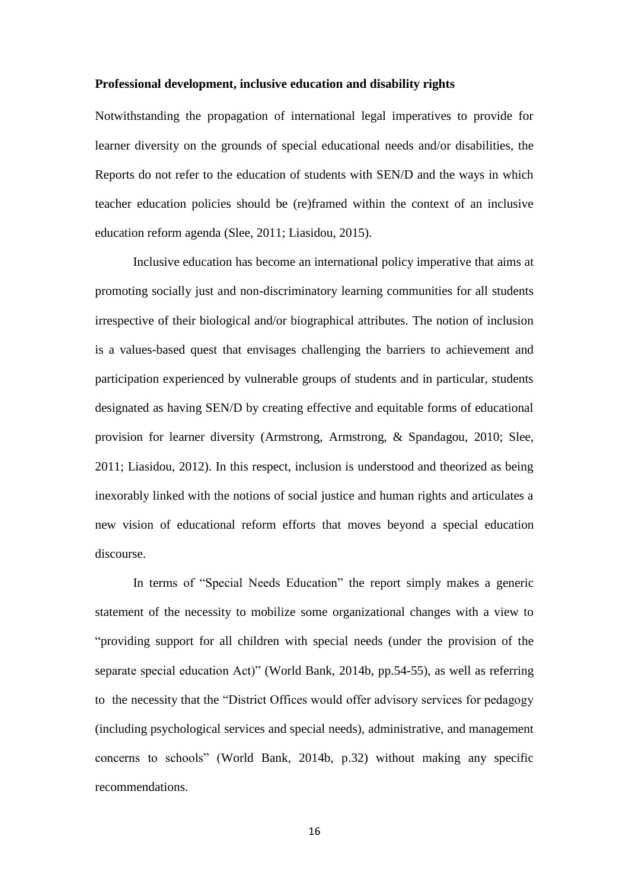**Professional development, inclusive education and disability rights**

Notwithstanding the propagation of international legal imperatives to provide for learner diversity on the grounds of special educational needs and/or disabilities, the Reports do not refer to the education of students with SEN/D and the ways in which teacher education policies should be (re)framed within the context of an inclusive education reform agenda (Slee, 2011; Liasidou, 2015).

Inclusive education has become an international policy imperative that aims at promoting socially just and non-discriminatory learning communities for all students irrespective of their biological and/or biographical attributes. The notion of inclusion is a values-based quest that envisages challenging the barriers to achievement and participation experienced by vulnerable groups of students and in particular, students designated as having SEN/D by creating effective and equitable forms of educational provision for learner diversity (Armstrong, Armstrong, & Spandagou, 2010; Slee, 2011; Liasidou, 2012). In this respect, inclusion is understood and theorized as being inexorably linked with the notions of social justice and human rights and articulates a new vision of educational reform efforts that moves beyond a special education discourse.

In terms of "Special Needs Education" the report simply makes a generic statement of the necessity to mobilize some organizational changes with a view to "providing support for all children with special needs (under the provision of the separate special education Act)" (World Bank, 2014b, pp.54-55), as well as referring to the necessity that the "District Offices would offer advisory services for pedagogy (including psychological services and special needs), administrative, and management concerns to schools" (World Bank, 2014b, p.32) without making any specific recommendations.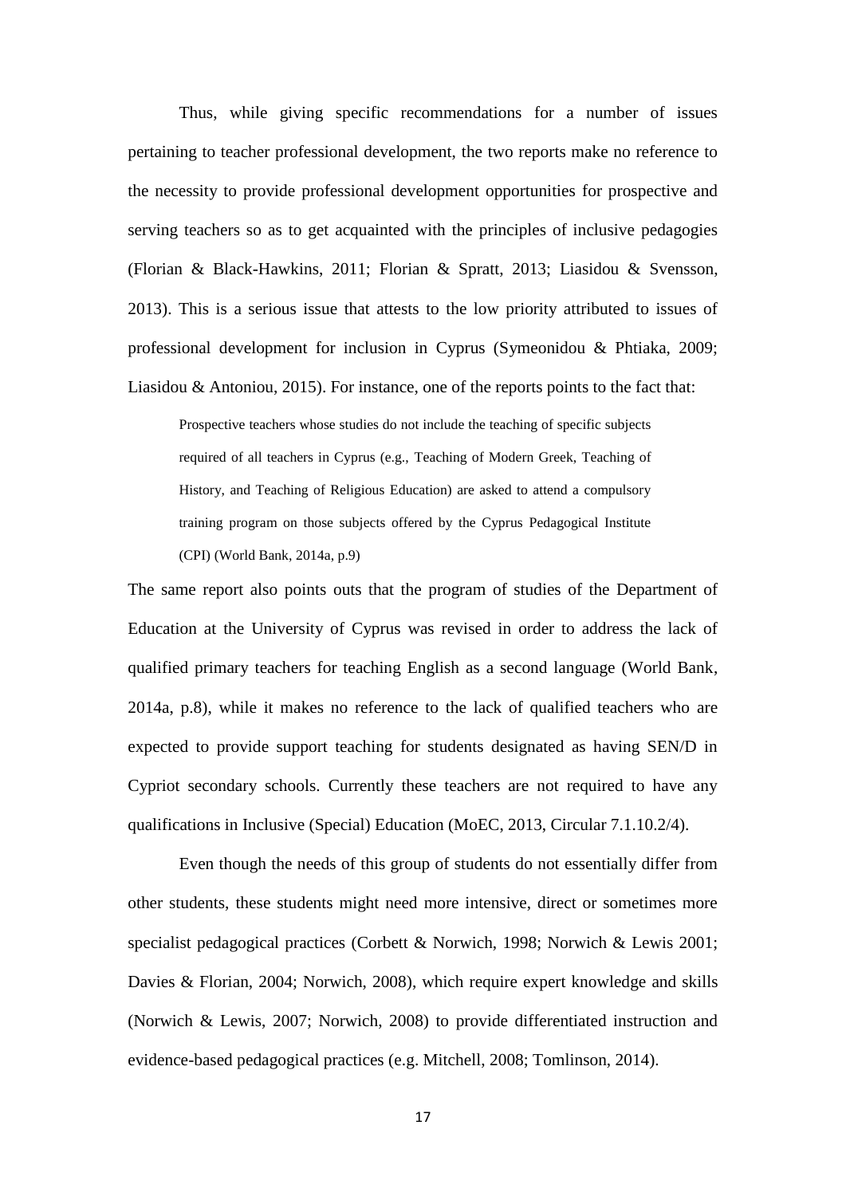Thus, while giving specific recommendations for a number of issues pertaining to teacher professional development, the two reports make no reference to the necessity to provide professional development opportunities for prospective and serving teachers so as to get acquainted with the principles of inclusive pedagogies (Florian & Black-Hawkins, 2011; Florian & Spratt, 2013; Liasidou & Svensson, 2013). This is a serious issue that attests to the low priority attributed to issues of professional development for inclusion in Cyprus (Symeonidou & Phtiaka, 2009; Liasidou & Antoniou, 2015). For instance, one of the reports points to the fact that:

> Prospective teachers whose studies do not include the teaching of specific subjects required of all teachers in Cyprus (e.g., Teaching of Modern Greek, Teaching of History, and Teaching of Religious Education) are asked to attend a compulsory training program on those subjects offered by the Cyprus Pedagogical Institute (CPI) (World Bank, 2014a, p.9)

The same report also points outs that the program of studies of the Department of Education at the University of Cyprus was revised in order to address the lack of qualified primary teachers for teaching English as a second language (World Bank, 2014a, p.8), while it makes no reference to the lack of qualified teachers who are expected to provide support teaching for students designated as having SEN/D in Cypriot secondary schools. Currently these teachers are not required to have any qualifications in Inclusive (Special) Education (MoEC, 2013, Circular 7.1.10.2/4).

Even though the needs of this group of students do not essentially differ from other students, these students might need more intensive, direct or sometimes more specialist pedagogical practices (Corbett & Norwich, 1998; Norwich & Lewis 2001; Davies & Florian, 2004; Norwich, 2008), which require expert knowledge and skills (Norwich & Lewis, 2007; Norwich, 2008) to provide differentiated instruction and evidence-based pedagogical practices (e.g. Mitchell, 2008; Tomlinson, 2014).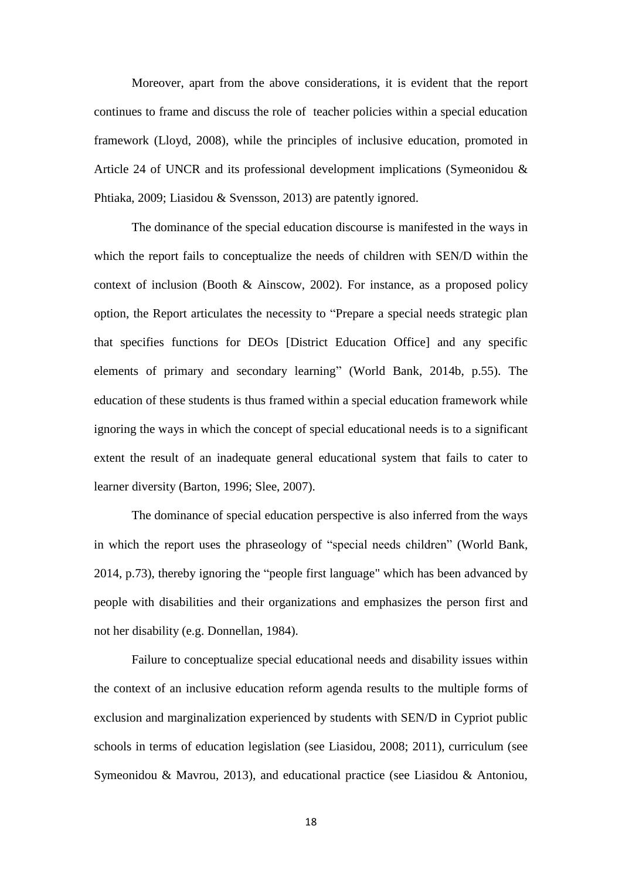Moreover, apart from the above considerations, it is evident that the report continues to frame and discuss the role of teacher policies within a special education framework (Lloyd, 2008), while the principles of inclusive education, promoted in Article 24 of UNCR and its professional development implications (Symeonidou & Phtiaka, 2009; Liasidou & Svensson, 2013) are patently ignored.

The dominance of the special education discourse is manifested in the ways in which the report fails to conceptualize the needs of children with SEN/D within the context of inclusion (Booth & Ainscow, 2002). For instance, as a proposed policy option, the Report articulates the necessity to "Prepare a special needs strategic plan that specifies functions for DEOs [District Education Office] and any specific elements of primary and secondary learning" (World Bank, 2014b, p.55). The education of these students is thus framed within a special education framework while ignoring the ways in which the concept of special educational needs is to a significant extent the result of an inadequate general educational system that fails to cater to learner diversity (Barton, 1996; Slee, 2007).

The dominance of special education perspective is also inferred from the ways in which the report uses the phraseology of "special needs children" (World Bank, 2014, p.73), thereby ignoring the "people first language" which has been advanced by people with disabilities and their organizations and emphasizes the person first and not her disability (e.g. Donnellan, 1984).

Failure to conceptualize special educational needs and disability issues within the context of an inclusive education reform agenda results to the multiple forms of exclusion and marginalization experienced by students with SEN/D in Cypriot public schools in terms of education legislation (see Liasidou, 2008; 2011), curriculum (see Symeonidou & Mavrou, 2013), and educational practice (see Liasidou & Antoniou,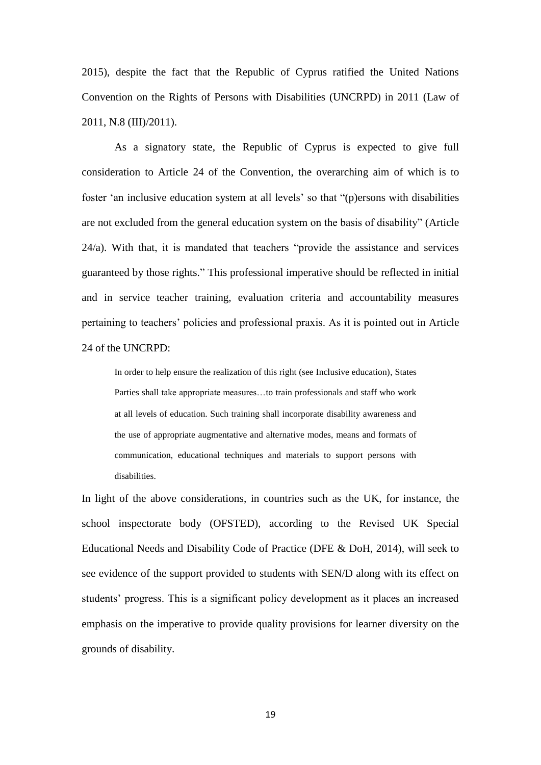2015), despite the fact that the Republic of Cyprus ratified the United Nations Convention on the Rights of Persons with Disabilities (UNCRPD) in 2011 (Law of 2011, N.8 (III)/2011).

As a signatory state, the Republic of Cyprus is expected to give full consideration to Article 24 of the Convention, the overarching aim of which is to foster 'an inclusive education system at all levels' so that "(p)ersons with disabilities are not excluded from the general education system on the basis of disability" (Article 24/a). With that, it is mandated that teachers "provide the assistance and services guaranteed by those rights." This professional imperative should be reflected in initial and in service teacher training, evaluation criteria and accountability measures pertaining to teachers' policies and professional praxis. As it is pointed out in Article 24 of the UNCRPD:

> In order to help ensure the realization of this right (see Inclusive education), States Parties shall take appropriate measures…to train professionals and staff who work at all levels of education. Such training shall incorporate disability awareness and the use of appropriate augmentative and alternative modes, means and formats of communication, educational techniques and materials to support persons with disabilities.

In light of the above considerations, in countries such as the UK, for instance, the school inspectorate body (OFSTED), according to the Revised UK Special Educational Needs and Disability Code of Practice (DFE & DoH, 2014), will seek to see evidence of the support provided to students with SEN/D along with its effect on students' progress. This is a significant policy development as it places an increased emphasis on the imperative to provide quality provisions for learner diversity on the grounds of disability.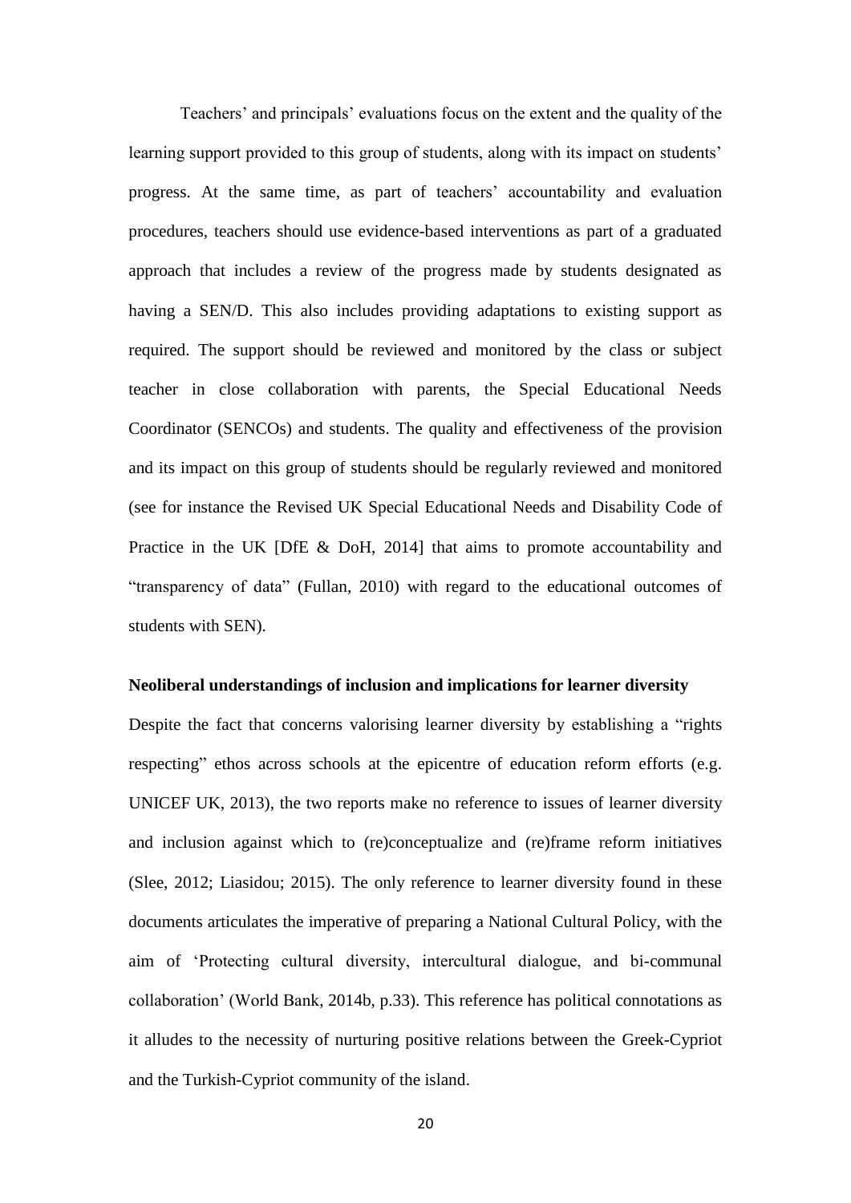Teachers' and principals' evaluations focus on the extent and the quality of the learning support provided to this group of students, along with its impact on students' progress. At the same time, as part of teachers' accountability and evaluation procedures, teachers should use evidence-based interventions as part of a graduated approach that includes a review of the progress made by students designated as having a SEN/D. This also includes providing adaptations to existing support as required. The support should be reviewed and monitored by the class or subject teacher in close collaboration with parents, the Special Educational Needs Coordinator (SENCOs) and students. The quality and effectiveness of the provision and its impact on this group of students should be regularly reviewed and monitored (see for instance the Revised UK Special Educational Needs and Disability Code of Practice in the UK [DfE & DoH, 2014] that aims to promote accountability and "transparency of data" (Fullan, 2010) with regard to the educational outcomes of students with SEN).

**Neoliberal understandings of inclusion and implications for learner diversity**

Despite the fact that concerns valorising learner diversity by establishing a "rights respecting" ethos across schools at the epicentre of education reform efforts (e.g. UNICEF UK, 2013), the two reports make no reference to issues of learner diversity and inclusion against which to (re)conceptualize and (re)frame reform initiatives (Slee, 2012; Liasidou; 2015). The only reference to learner diversity found in these documents articulates the imperative of preparing a National Cultural Policy, with the aim of 'Protecting cultural diversity, intercultural dialogue, and bi-communal collaboration' (World Bank, 2014b, p.33). This reference has political connotations as it alludes to the necessity of nurturing positive relations between the Greek-Cypriot and the Turkish-Cypriot community of the island.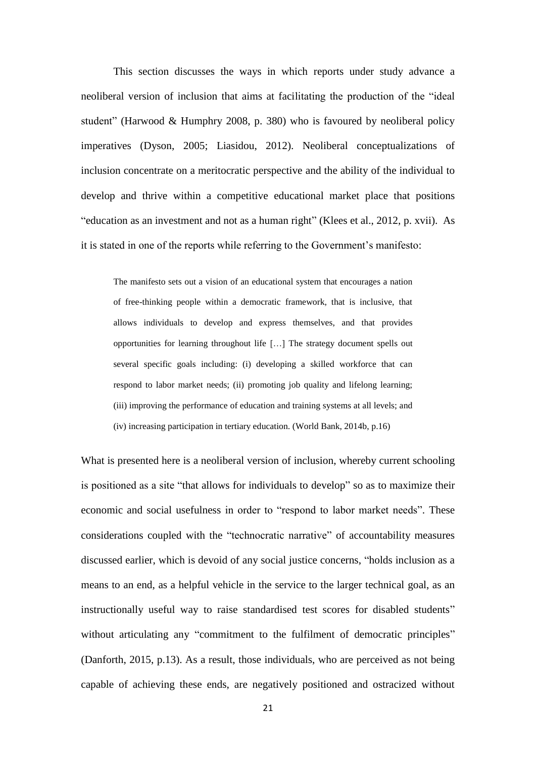This section discusses the ways in which reports under study advance a neoliberal version of inclusion that aims at facilitating the production of the "ideal student" (Harwood & Humphry 2008, p. 380) who is favoured by neoliberal policy imperatives (Dyson, 2005; Liasidou, 2012). Neoliberal conceptualizations of inclusion concentrate on a meritocratic perspective and the ability of the individual to develop and thrive within a competitive educational market place that positions "education as an investment and not as a human right" (Klees et al., 2012, p. xvii). As it is stated in one of the reports while referring to the Government's manifesto:

> The manifesto sets out a vision of an educational system that encourages a nation of free-thinking people within a democratic framework, that is inclusive, that allows individuals to develop and express themselves, and that provides opportunities for learning throughout life […] The strategy document spells out several specific goals including: (i) developing a skilled workforce that can respond to labor market needs; (ii) promoting job quality and lifelong learning; (iii) improving the performance of education and training systems at all levels; and (iv) increasing participation in tertiary education. (World Bank, 2014b, p.16)

What is presented here is a neoliberal version of inclusion, whereby current schooling is positioned as a site "that allows for individuals to develop" so as to maximize their economic and social usefulness in order to "respond to labor market needs". These considerations coupled with the "technocratic narrative" of accountability measures discussed earlier, which is devoid of any social justice concerns, "holds inclusion as a means to an end, as a helpful vehicle in the service to the larger technical goal, as an instructionally useful way to raise standardised test scores for disabled students" without articulating any "commitment to the fulfilment of democratic principles" (Danforth, 2015, p.13). As a result, those individuals, who are perceived as not being capable of achieving these ends, are negatively positioned and ostracized without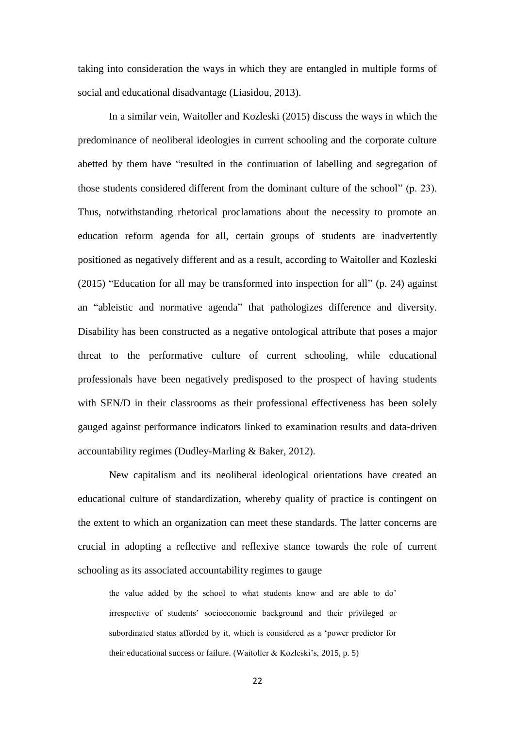taking into consideration the ways in which they are entangled in multiple forms of social and educational disadvantage (Liasidou, 2013).

In a similar vein, Waitoller and Kozleski (2015) discuss the ways in which the predominance of neoliberal ideologies in current schooling and the corporate culture abetted by them have "resulted in the continuation of labelling and segregation of those students considered different from the dominant culture of the school" (p. 23). Thus, notwithstanding rhetorical proclamations about the necessity to promote an education reform agenda for all, certain groups of students are inadvertently positioned as negatively different and as a result, according to Waitoller and Kozleski (2015) "Education for all may be transformed into inspection for all" (p. 24) against an "ableistic and normative agenda" that pathologizes difference and diversity. Disability has been constructed as a negative ontological attribute that poses a major threat to the performative culture of current schooling, while educational professionals have been negatively predisposed to the prospect of having students with SEN/D in their classrooms as their professional effectiveness has been solely gauged against performance indicators linked to examination results and data-driven accountability regimes (Dudley-Marling & Baker, 2012).

New capitalism and its neoliberal ideological orientations have created an educational culture of standardization, whereby quality of practice is contingent on the extent to which an organization can meet these standards. The latter concerns are crucial in adopting a reflective and reflexive stance towards the role of current schooling as its associated accountability regimes to gauge

> the value added by the school to what students know and are able to do' irrespective of students' socioeconomic background and their privileged or subordinated status afforded by it, which is considered as a 'power predictor for their educational success or failure. (Waitoller & Kozleski's, 2015, p. 5)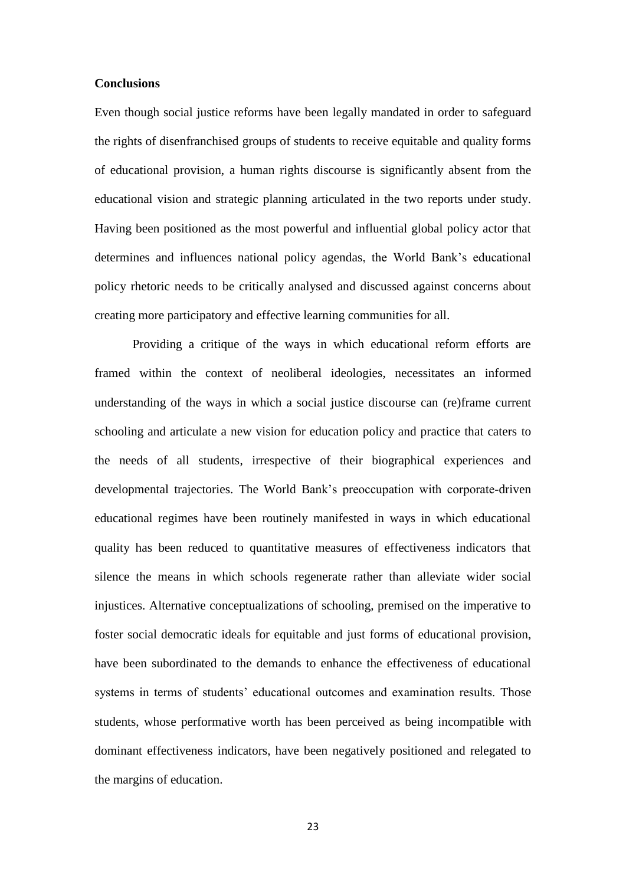**Conclusions**

Even though social justice reforms have been legally mandated in order to safeguard the rights of disenfranchised groups of students to receive equitable and quality forms of educational provision, a human rights discourse is significantly absent from the educational vision and strategic planning articulated in the two reports under study. Having been positioned as the most powerful and influential global policy actor that determines and influences national policy agendas, the World Bank's educational policy rhetoric needs to be critically analysed and discussed against concerns about creating more participatory and effective learning communities for all.

Providing a critique of the ways in which educational reform efforts are framed within the context of neoliberal ideologies, necessitates an informed understanding of the ways in which a social justice discourse can (re)frame current schooling and articulate a new vision for education policy and practice that caters to the needs of all students, irrespective of their biographical experiences and developmental trajectories. The World Bank's preoccupation with corporate-driven educational regimes have been routinely manifested in ways in which educational quality has been reduced to quantitative measures of effectiveness indicators that silence the means in which schools regenerate rather than alleviate wider social injustices. Alternative conceptualizations of schooling, premised on the imperative to foster social democratic ideals for equitable and just forms of educational provision, have been subordinated to the demands to enhance the effectiveness of educational systems in terms of students' educational outcomes and examination results. Those students, whose performative worth has been perceived as being incompatible with dominant effectiveness indicators, have been negatively positioned and relegated to the margins of education.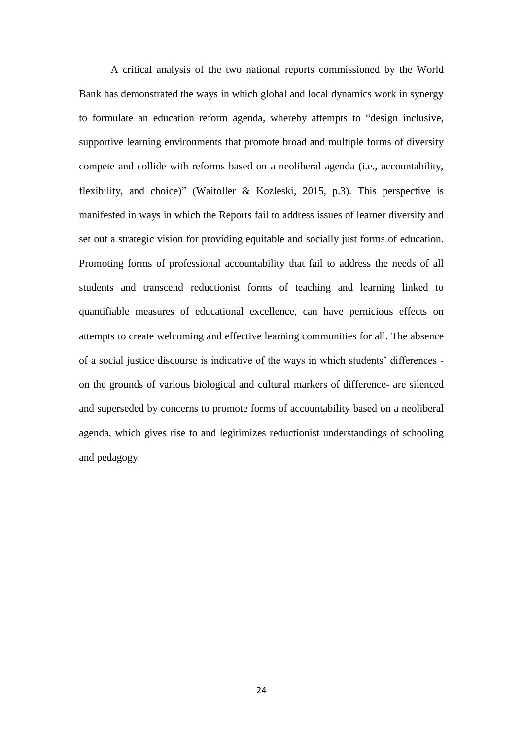A critical analysis of the two national reports commissioned by the World Bank has demonstrated the ways in which global and local dynamics work in synergy to formulate an education reform agenda, whereby attempts to "design inclusive, supportive learning environments that promote broad and multiple forms of diversity compete and collide with reforms based on a neoliberal agenda (i.e., accountability, flexibility, and choice)" (Waitoller & Kozleski, 2015, p.3). This perspective is manifested in ways in which the Reports fail to address issues of learner diversity and set out a strategic vision for providing equitable and socially just forms of education. Promoting forms of professional accountability that fail to address the needs of all students and transcend reductionist forms of teaching and learning linked to quantifiable measures of educational excellence, can have pernicious effects on attempts to create welcoming and effective learning communities for all. The absence of a social justice discourse is indicative of the ways in which students' differences - on the grounds of various biological and cultural markers of difference- are silenced and superseded by concerns to promote forms of accountability based on a neoliberal agenda, which gives rise to and legitimizes reductionist understandings of schooling and pedagogy.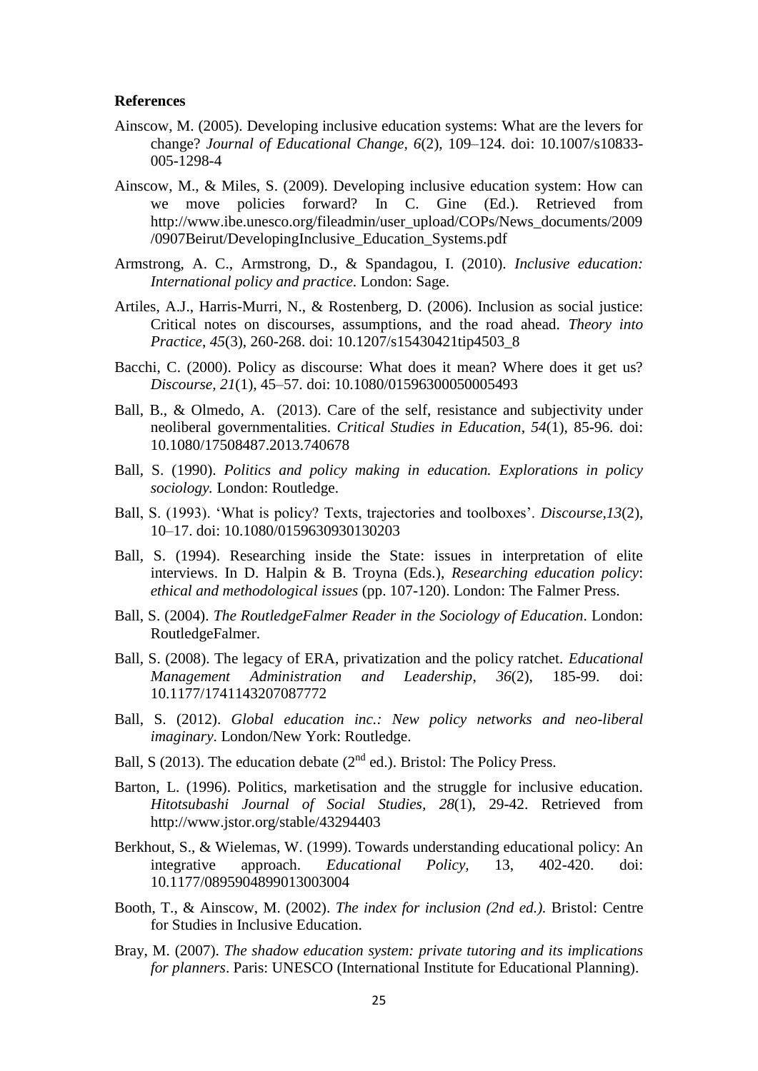**References**

Ainscow, M. (2005). Developing inclusive education systems: What are the levers for change? *Journal of Educational Change, 6*(2), 109–124. doi: 10.1007/s10833-005-1298-4

Ainscow, M., & Miles, S. (2009). Developing inclusive education system: How can we move policies forward? In C. Gine (Ed.). Retrieved from http://www.ibe.unesco.org/fileadmin/user_upload/COPs/News_documents/2009/0907Beirut/DevelopingInclusive_Education_Systems.pdf

Armstrong, A. C., Armstrong, D., & Spandagou, I. (2010). *Inclusive education: International policy and practice*. London: Sage.

Artiles, A.J., Harris-Murri, N., & Rostenberg, D. (2006). Inclusion as social justice: Critical notes on discourses, assumptions, and the road ahead. *Theory into Practice*, *45*(3), 260-268. doi: 10.1207/s15430421tip4503_8

Bacchi, C. (2000). Policy as discourse: What does it mean? Where does it get us? *Discourse, 21*(1), 45–57. doi: 10.1080/01596300050005493

Ball, B., & Olmedo, A. (2013). Care of the self, resistance and subjectivity under neoliberal governmentalities. *Critical Studies in Education*, *54*(1), 85-96. doi: 10.1080/17508487.2013.740678

Ball, S. (1990). *Politics and policy making in education. Explorations in policy sociology.* London: Routledge.

Ball, S. (1993). 'What is policy? Texts, trajectories and toolboxes'. *Discourse,13*(2), 10–17. doi: 10.1080/0159630930130203

Ball, S. (1994). Researching inside the State: issues in interpretation of elite interviews. In D. Halpin & B. Troyna (Eds.), *Researching education policy*: *ethical and methodological issues* (pp. 107-120). London: The Falmer Press.

Ball, S. (2004). *The RoutledgeFalmer Reader in the Sociology of Education*. London: RoutledgeFalmer.

Ball, S. (2008). The legacy of ERA, privatization and the policy ratchet. *Educational Management Administration and Leadership*, *36*(2), 185-99. doi: 10.1177/1741143207087772

Ball, S. (2012). *Global education inc.: New policy networks and neo-liberal imaginary*. London/New York: Routledge.

Ball, S (2013). The education debate (2nd ed.). Bristol: The Policy Press.

Barton, L. (1996). Politics, marketisation and the struggle for inclusive education. *Hitotsubashi Journal of Social Studies, 28*(1), 29-42. Retrieved from http://www.jstor.org/stable/43294403

Berkhout, S., & Wielemas, W. (1999). Towards understanding educational policy: An integrative approach. *Educational Policy,* 13, 402-420. doi: 10.1177/0895904899013003004

Booth, T., & Ainscow, M. (2002). *The index for inclusion (2nd ed.).* Bristol: Centre for Studies in Inclusive Education.

Bray, M. (2007). *The shadow education system: private tutoring and its implications for planners*. Paris: UNESCO (International Institute for Educational Planning).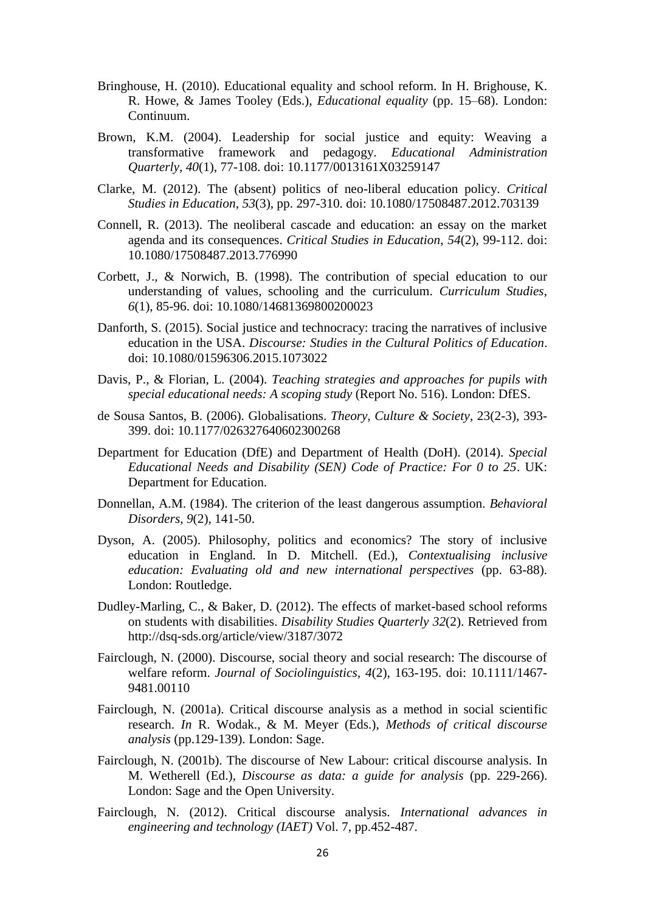Bringhouse, H. (2010). Educational equality and school reform. In H. Brighouse, K. R. Howe, & James Tooley (Eds.), *Educational equality* (pp. 15–68). London: Continuum.

Brown, K.M. (2004). Leadership for social justice and equity: Weaving a transformative framework and pedagogy. *Educational Administration Quarterly, 40*(1), 77-108. doi: 10.1177/0013161X03259147

Clarke, M. (2012). The (absent) politics of neo-liberal education policy. *Critical Studies in Education*, *53*(3), pp. 297-310. doi: 10.1080/17508487.2012.703139

Connell, R. (2013). The neoliberal cascade and education: an essay on the market agenda and its consequences. *Critical Studies in Education*, *54*(2), 99-112. doi: 10.1080/17508487.2013.776990

Corbett, J., & Norwich, B. (1998). The contribution of special education to our understanding of values, schooling and the curriculum. *Curriculum Studies*, *6*(1), 85-96. doi: 10.1080/14681369800200023

Danforth, S. (2015). Social justice and technocracy: tracing the narratives of inclusive education in the USA. *Discourse: Studies in the Cultural Politics of Education*. doi: 10.1080/01596306.2015.1073022

Davis, P., & Florian, L. (2004). *Teaching strategies and approaches for pupils with special educational needs: A scoping study* (Report No. 516). London: DfES.

de Sousa Santos, B. (2006). Globalisations. *Theory, Culture & Society*, 23(2-3), 393-399. doi: 10.1177/026327640602300268

Department for Education (DfE) and Department of Health (DoH). (2014). *Special Educational Needs and Disability (SEN) Code of Practice: For 0 to 25*. UK: Department for Education.

Donnellan, A.M. (1984). The criterion of the least dangerous assumption. *Behavioral Disorders*, *9*(2), 141-50.

Dyson, A. (2005). Philosophy, politics and economics? The story of inclusive education in England. In D. Mitchell. (Ed.), *Contextualising inclusive education: Evaluating old and new international perspectives* (pp. 63-88). London: Routledge.

Dudley-Marling, C., & Baker, D. (2012). The effects of market-based school reforms on students with disabilities. *Disability Studies Quarterly 32*(2). Retrieved from http://dsq-sds.org/article/view/3187/3072

Fairclough, N. (2000). Discourse, social theory and social research: The discourse of welfare reform. *Journal of Sociolinguistics, 4*(2), 163-195. doi: 10.1111/1467-9481.00110

Fairclough, N. (2001a). Critical discourse analysis as a method in social scientific research. *In* R. Wodak., & M. Meyer (Eds.), *Methods of critical discourse analysis* (pp.129-139). London: Sage.

Fairclough, N. (2001b). The discourse of New Labour: critical discourse analysis. In M. Wetherell (Ed.), *Discourse as data: a guide for analysis* (pp. 229-266). London: Sage and the Open University.

Fairclough, N. (2012). Critical discourse analysis. *International advances in engineering and technology (IAET)* Vol. 7, pp.452-487.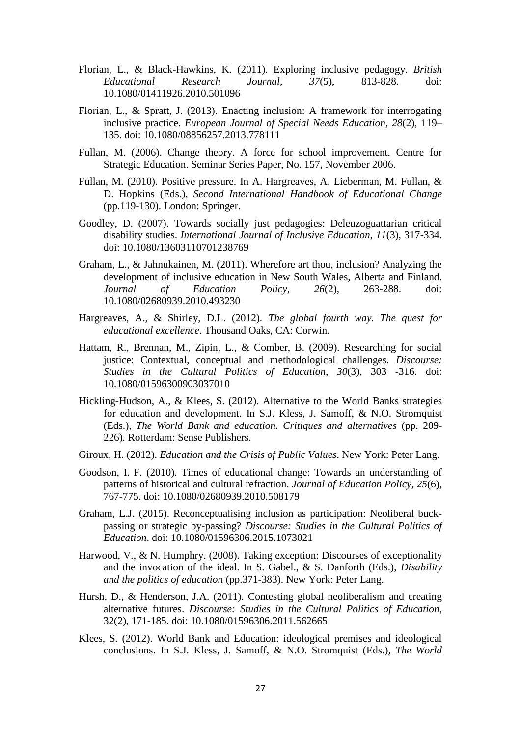Florian, L., & Black-Hawkins, K. (2011). Exploring inclusive pedagogy. *British Educational Research Journal*, *37*(5), 813-828. doi: 10.1080/01411926.2010.501096

Florian, L., & Spratt, J. (2013). Enacting inclusion: A framework for interrogating inclusive practice. *European Journal of Special Needs Education*, *28*(2), 119–135. doi: 10.1080/08856257.2013.778111

Fullan, M. (2006). Change theory. A force for school improvement. Centre for Strategic Education. Seminar Series Paper, No. 157, November 2006.

Fullan, M. (2010). Positive pressure. In A. Hargreaves, A. Lieberman, M. Fullan, & D. Hopkins (Eds.), *Second International Handbook of Educational Change* (pp.119-130). London: Springer.

Goodley, D. (2007). Towards socially just pedagogies: Deleuzoguattarian critical disability studies. *International Journal of Inclusive Education*, *11*(3), 317-334. doi: 10.1080/13603110701238769

Graham, L., & Jahnukainen, M. (2011). Wherefore art thou, inclusion? Analyzing the development of inclusive education in New South Wales, Alberta and Finland. *Journal of Education Policy*, *26*(2), 263-288. doi: 10.1080/02680939.2010.493230

Hargreaves, A., & Shirley, D.L. (2012). *The global fourth way. The quest for educational excellence*. Thousand Oaks, CA: Corwin.

Hattam, R., Brennan, M., Zipin, L., & Comber, B. (2009). Researching for social justice: Contextual, conceptual and methodological challenges. *Discourse: Studies in the Cultural Politics of Education*, *30*(3), 303 -316. doi: 10.1080/01596300903037010

Hickling-Hudson, A., & Klees, S. (2012). Alternative to the World Banks strategies for education and development. In S.J. Kless, J. Samoff, & N.O. Stromquist (Eds.), *The World Bank and education. Critiques and alternatives* (pp. 209-226). Rotterdam: Sense Publishers.

Giroux, H. (2012). *Education and the Crisis of Public Values*. New York: Peter Lang.

Goodson, I. F. (2010). Times of educational change: Towards an understanding of patterns of historical and cultural refraction. *Journal of Education Policy*, *25*(6), 767-775. doi: 10.1080/02680939.2010.508179

Graham, L.J. (2015). Reconceptualising inclusion as participation: Neoliberal buck-passing or strategic by-passing? *Discourse: Studies in the Cultural Politics of Education*. doi: 10.1080/01596306.2015.1073021

Harwood, V., & N. Humphry. (2008). Taking exception: Discourses of exceptionality and the invocation of the ideal. In S. Gabel., & S. Danforth (Eds.), *Disability and the politics of education* (pp.371-383). New York: Peter Lang.

Hursh, D., & Henderson, J.A. (2011). Contesting global neoliberalism and creating alternative futures. *Discourse: Studies in the Cultural Politics of Education*, 32(2), 171-185. doi: 10.1080/01596306.2011.562665

Klees, S. (2012). World Bank and Education: ideological premises and ideological conclusions. In S.J. Kless, J. Samoff, & N.O. Stromquist (Eds.), *The World*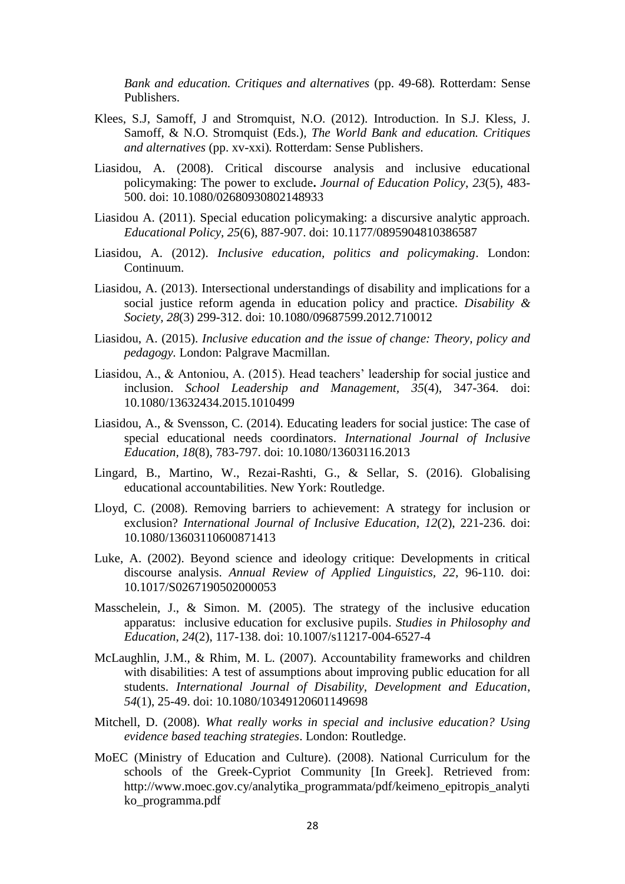*Bank and education. Critiques and alternatives* (pp. 49-68). Rotterdam: Sense Publishers.

Klees, S.J, Samoff, J and Stromquist, N.O. (2012). Introduction. In S.J. Kless, J. Samoff, & N.O. Stromquist (Eds.), *The World Bank and education. Critiques and alternatives* (pp. xv-xxi). Rotterdam: Sense Publishers.

Liasidou, A. (2008). Critical discourse analysis and inclusive educational policymaking: The power to exclude**.** *Journal of Education Policy*, *23*(5), 483-500. doi: 10.1080/02680930802148933

Liasidou A. (2011). Special education policymaking: a discursive analytic approach. *Educational Policy, 25*(6), 887-907. doi: 10.1177/0895904810386587

Liasidou, A. (2012). *Inclusive education, politics and policymaking*. London: Continuum.

Liasidou, A. (2013). Intersectional understandings of disability and implications for a social justice reform agenda in education policy and practice. *Disability & Society, 28*(3) 299-312. doi: 10.1080/09687599.2012.710012

Liasidou, A. (2015). *Inclusive education and the issue of change: Theory, policy and pedagogy.* London: Palgrave Macmillan.

Liasidou, A., & Antoniou, A. (2015). Head teachers' leadership for social justice and inclusion. *School Leadership and Management, 35*(4), 347-364. doi: 10.1080/13632434.2015.1010499

Liasidou, A., & Svensson, C. (2014). Educating leaders for social justice: The case of special educational needs coordinators. *International Journal of Inclusive Education, 18*(8), 783-797. doi: 10.1080/13603116.2013

Lingard, B., Martino, W., Rezai-Rashti, G., & Sellar, S. (2016). Globalising educational accountabilities. New York: Routledge.

Lloyd, C. (2008). Removing barriers to achievement: A strategy for inclusion or exclusion? *International Journal of Inclusive Education, 12*(2), 221-236. doi: 10.1080/13603110600871413

Luke, A. (2002). Beyond science and ideology critique: Developments in critical discourse analysis. *Annual Review of Applied Linguistics, 22*, 96-110. doi: 10.1017/S0267190502000053

Masschelein, J., & Simon. M. (2005). The strategy of the inclusive education apparatus: inclusive education for exclusive pupils. *Studies in Philosophy and Education*, *24*(2), 117-138. doi: 10.1007/s11217-004-6527-4

McLaughlin, J.M., & Rhim, M. L. (2007). Accountability frameworks and children with disabilities: A test of assumptions about improving public education for all students. *International Journal of Disability, Development and Education*, *54*(1), 25-49. doi: 10.1080/10349120601149698

Mitchell, D. (2008). *What really works in special and inclusive education? Using evidence based teaching strategies*. London: Routledge.

MoEC (Ministry of Education and Culture). (2008). National Curriculum for the schools of the Greek-Cypriot Community [In Greek]. Retrieved from: http://www.moec.gov.cy/analytika_programmata/pdf/keimeno_epitropis_analytiko_programma.pdf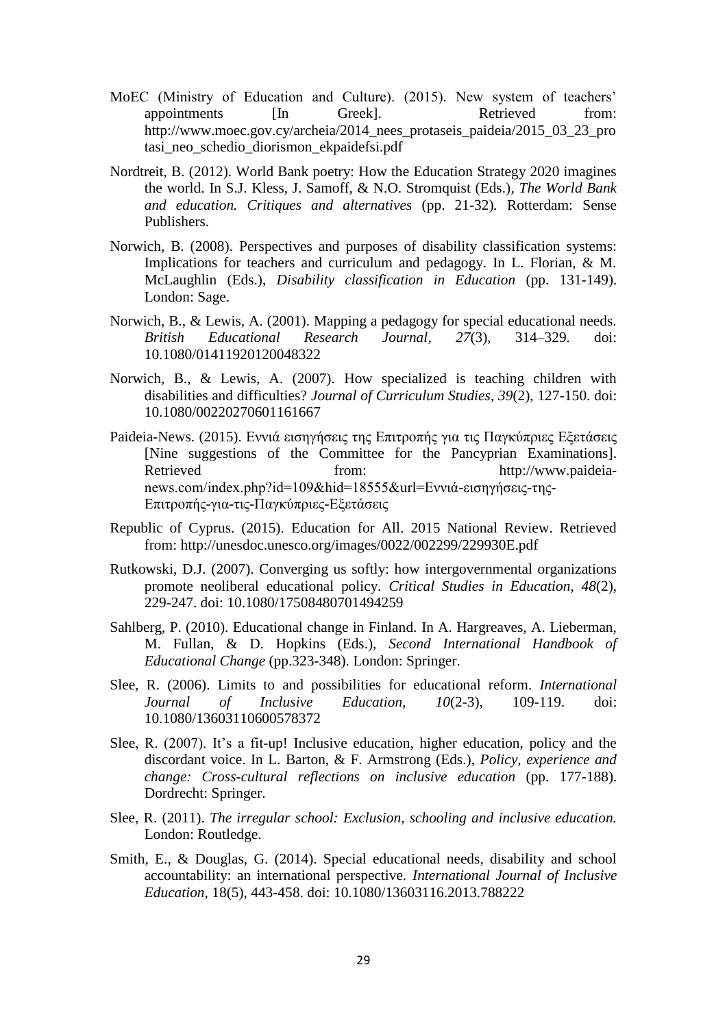MoEC (Ministry of Education and Culture). (2015). New system of teachers' appointments [In Greek]. Retrieved from: http://www.moec.gov.cy/archeia/2014_nees_protaseis_paideia/2015_03_23_protasi_neo_schedio_diorismon_ekpaidefsi.pdf

Nordtreit, B. (2012). World Bank poetry: How the Education Strategy 2020 imagines the world. In S.J. Kless, J. Samoff, & N.O. Stromquist (Eds.), *The World Bank and education. Critiques and alternatives* (pp. 21-32). Rotterdam: Sense Publishers.

Norwich, B. (2008). Perspectives and purposes of disability classification systems: Implications for teachers and curriculum and pedagogy. In L. Florian, & M. McLaughlin (Eds.), *Disability classification in Education* (pp. 131-149). London: Sage.

Norwich, B., & Lewis, A. (2001). Mapping a pedagogy for special educational needs. *British Educational Research Journal*, *27*(3), 314–329. doi: 10.1080/01411920120048322

Norwich, B., & Lewis, A. (2007). How specialized is teaching children with disabilities and difficulties? *Journal of Curriculum Studies*, *39*(2), 127-150. doi: 10.1080/00220270601161667

Paideia-News. (2015). Εννιά εισηγήσεις της Επιτροπής για τις Παγκύπριες Εξετάσεις [Nine suggestions of the Committee for the Pancyprian Examinations]. Retrieved from: http://www.paideia-news.com/index.php?id=109&hid=18555&url=Εννιά-εισηγήσεις-της-Επιτροπής-για-τις-Παγκύπριες-Εξετάσεις

Republic of Cyprus. (2015). Education for All. 2015 National Review. Retrieved from: http://unesdoc.unesco.org/images/0022/002299/229930E.pdf

Rutkowski, D.J. (2007). Converging us softly: how intergovernmental organizations promote neoliberal educational policy. *Critical Studies in Education*, *48*(2), 229-247. doi: 10.1080/17508480701494259

Sahlberg, P. (2010). Educational change in Finland. In A. Hargreaves, A. Lieberman, M. Fullan, & D. Hopkins (Eds.), *Second International Handbook of Educational Change* (pp.323-348). London: Springer.

Slee, R. (2006). Limits to and possibilities for educational reform. *International Journal of Inclusive Education, 10*(2-3), 109-119. doi: 10.1080/13603110600578372

Slee, R. (2007). It's a fit-up! Inclusive education, higher education, policy and the discordant voice. In L. Barton, & F. Armstrong (Eds.), *Policy, experience and change: Cross-cultural reflections on inclusive education* (pp. 177-188). Dordrecht: Springer.

Slee, R. (2011). *The irregular school: Exclusion, schooling and inclusive education.* London: Routledge.

Smith, E., & Douglas, G. (2014). Special educational needs, disability and school accountability: an international perspective. *International Journal of Inclusive Education*, 18(5), 443-458. doi: 10.1080/13603116.2013.788222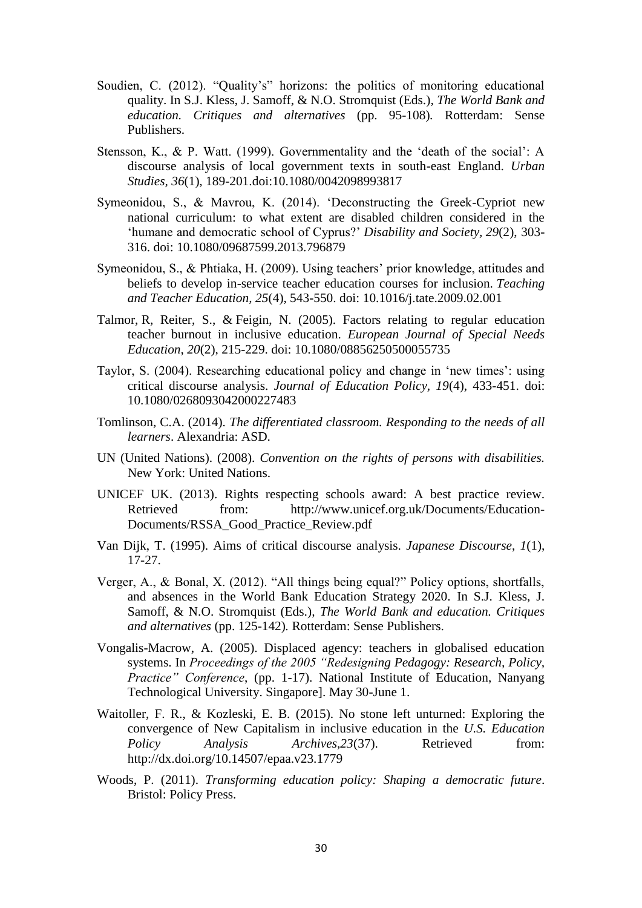Soudien, C. (2012). "Quality's" horizons: the politics of monitoring educational quality. In S.J. Kless, J. Samoff, & N.O. Stromquist (Eds.), *The World Bank and education. Critiques and alternatives* (pp. 95-108)*.* Rotterdam: Sense Publishers.

Stensson, K., & P. Watt. (1999). Governmentality and the 'death of the social': A discourse analysis of local government texts in south-east England. *Urban Studies*, *36*(1), 189-201.doi:10.1080/0042098993817

Symeonidou, S., & Mavrou, K. (2014). 'Deconstructing the Greek-Cypriot new national curriculum: to what extent are disabled children considered in the 'humane and democratic school of Cyprus?' *Disability and Society, 29*(2), 303-316. doi: 10.1080/09687599.2013.796879

Symeonidou, S., & Phtiaka, H. (2009). Using teachers' prior knowledge, attitudes and beliefs to develop in-service teacher education courses for inclusion. *Teaching and Teacher Education, 25*(4), 543-550. doi: 10.1016/j.tate.2009.02.001

Talmor, R, Reiter, S., & Feigin, N. (2005). Factors relating to regular education teacher burnout in inclusive education. *European Journal of Special Needs Education*, *20*(2), 215-229. doi: 10.1080/08856250500055735

Taylor, S. (2004). Researching educational policy and change in 'new times': using critical discourse analysis. *Journal of Education Policy, 19*(4), 433-451. doi: 10.1080/0268093042000227483

Tomlinson, C.A. (2014). *The differentiated classroom. Responding to the needs of all learners*. Alexandria: ASD.

UN (United Nations). (2008). *Convention on the rights of persons with disabilities.* New York: United Nations.

UNICEF UK. (2013). Rights respecting schools award: A best practice review. Retrieved from: http://www.unicef.org.uk/Documents/Education-Documents/RSSA_Good_Practice_Review.pdf

Van Dijk, T. (1995). Aims of critical discourse analysis. *Japanese Discourse*, *1*(1), 17-27.

Verger, A., & Bonal, X. (2012). "All things being equal?" Policy options, shortfalls, and absences in the World Bank Education Strategy 2020. In S.J. Kless, J. Samoff, & N.O. Stromquist (Eds.), *The World Bank and education. Critiques and alternatives* (pp. 125-142)*.* Rotterdam: Sense Publishers.

Vongalis-Macrow, A. (2005). Displaced agency: teachers in globalised education systems. In *Proceedings of the 2005 "Redesigning Pedagogy: Research, Policy, Practice" Conference*, (pp. 1-17). National Institute of Education, Nanyang Technological University. Singapore]. May 30-June 1.

Waitoller, F. R., & Kozleski, E. B. (2015). No stone left unturned: Exploring the convergence of New Capitalism in inclusive education in the *U.S. Education Policy Analysis Archives,23*(37). Retrieved from: http://dx.doi.org/10.14507/epaa.v23.1779

Woods, P. (2011). *Transforming education policy: Shaping a democratic future*. Bristol: Policy Press.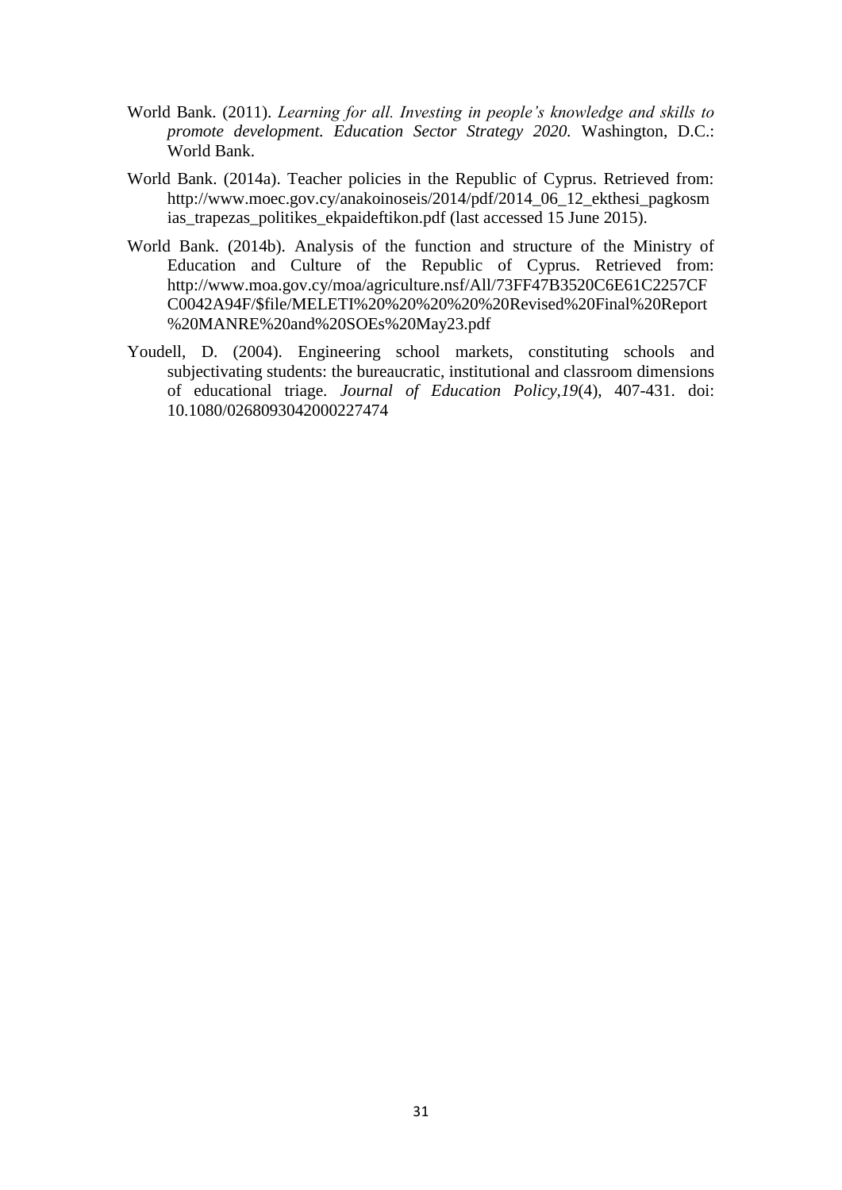World Bank. (2011). *Learning for all. Investing in people's knowledge and skills to promote development. Education Sector Strategy 2020.* Washington, D.C.: World Bank.

World Bank. (2014a). Teacher policies in the Republic of Cyprus. Retrieved from: http://www.moec.gov.cy/anakoinoseis/2014/pdf/2014_06_12_ekthesi_pagkosmias_trapezas_politikes_ekpaideftikon.pdf (last accessed 15 June 2015).

World Bank. (2014b). Analysis of the function and structure of the Ministry of Education and Culture of the Republic of Cyprus. Retrieved from: http://www.moa.gov.cy/moa/agriculture.nsf/All/73FF47B3520C6E61C2257CFC0042A94F/$file/MELETI%20%20%20%20%20Revised%20Final%20Report%20MANRE%20and%20SOEs%20May23.pdf

Youdell, D. (2004). Engineering school markets, constituting schools and subjectivating students: the bureaucratic, institutional and classroom dimensions of educational triage. *Journal of Education Policy,19*(4), 407-431. doi: 10.1080/0268093042000227474